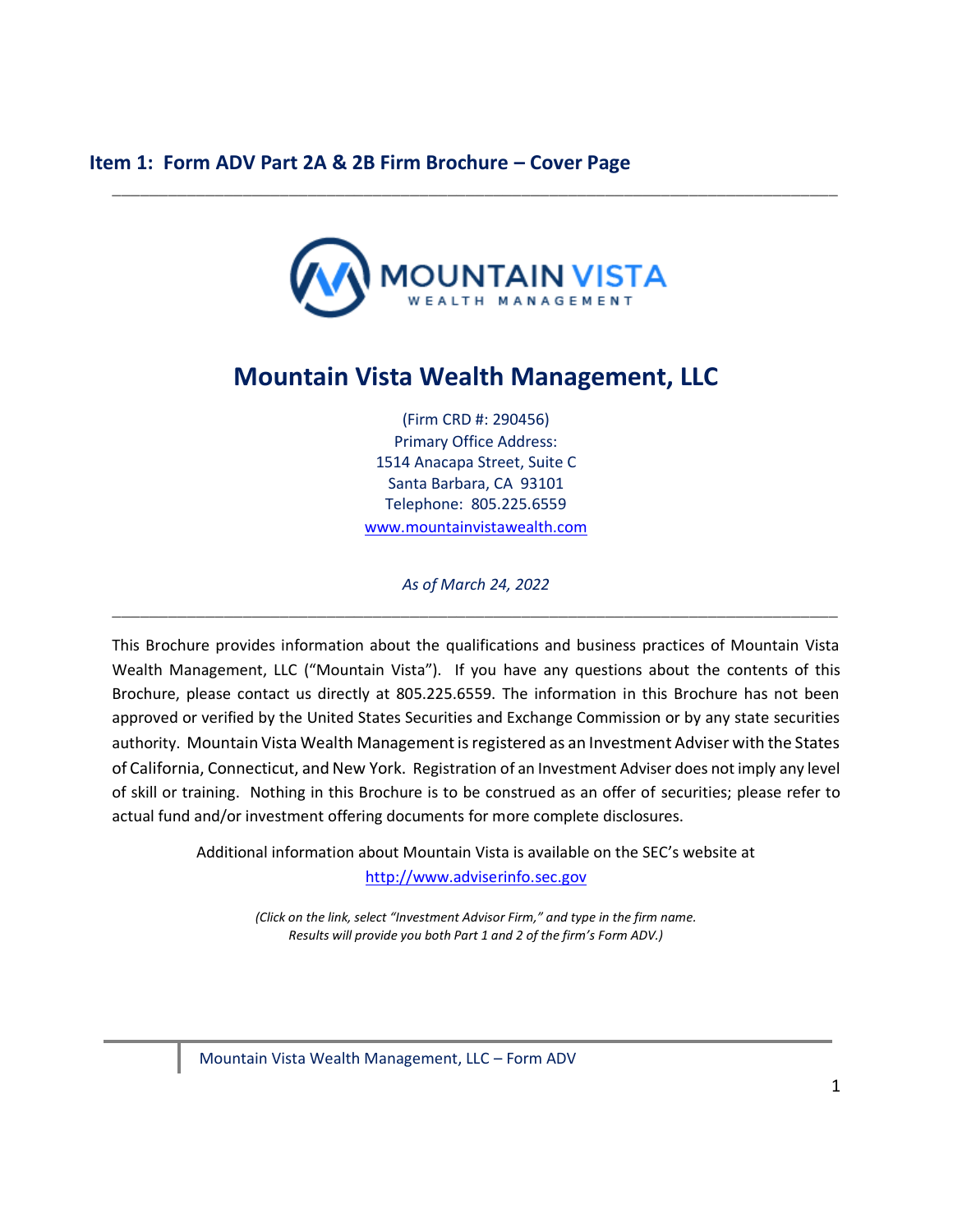## Item 1: Form ADV Part 2A & 2B Firm Brochure – Cover Page

---

MOUNTAIN VISTA
WEALTH MANAGEMENT

# Mountain Vista Wealth Management, LLC

(Firm CRD #: 290456)
Primary Office Address:
1514 Anacapa Street, Suite C
Santa Barbara, CA 93101
Telephone: 805.225.6559
www.mountainvistawealth.com

*As of March 24, 2022*

---

This Brochure provides information about the qualifications and business practices of Mountain Vista Wealth Management, LLC ("Mountain Vista"). If you have any questions about the contents of this Brochure, please contact us directly at 805.225.6559. The information in this Brochure has not been approved or verified by the United States Securities and Exchange Commission or by any state securities authority. Mountain Vista Wealth Management is registered as an Investment Adviser with the States of California, Connecticut, and New York. Registration of an Investment Adviser does not imply any level of skill or training. Nothing in this Brochure is to be construed as an offer of securities; please refer to actual fund and/or investment offering documents for more complete disclosures.

Additional information about Mountain Vista is available on the SEC's website at
http://www.adviserinfo.sec.gov

*(Click on the link, select "Investment Advisor Firm," and type in the firm name. Results will provide you both Part 1 and 2 of the firm's Form ADV.)*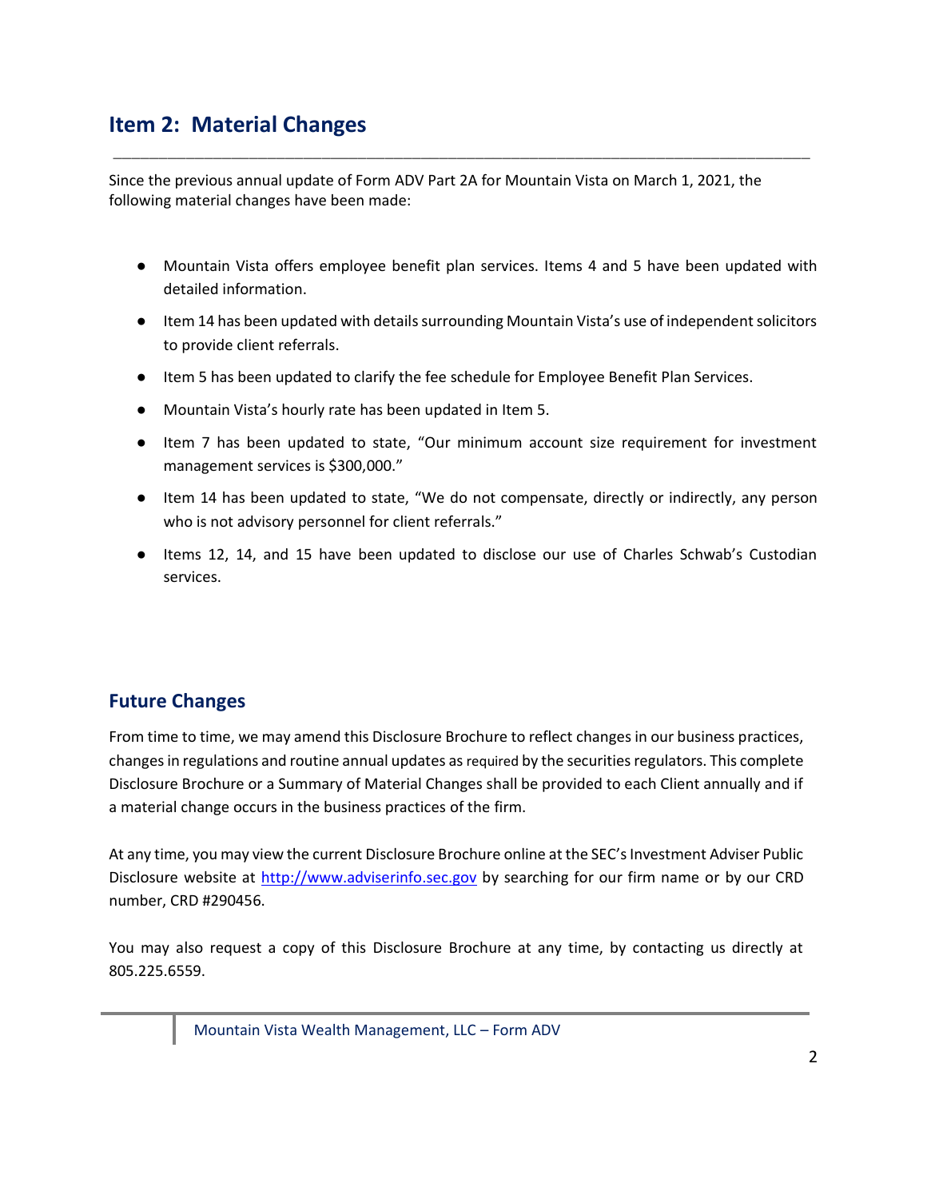## Item 2: Material Changes

Since the previous annual update of Form ADV Part 2A for Mountain Vista on March 1, 2021, the following material changes have been made:

- Mountain Vista offers employee benefit plan services. Items 4 and 5 have been updated with detailed information.
- Item 14 has been updated with details surrounding Mountain Vista's use of independent solicitors to provide client referrals.
- Item 5 has been updated to clarify the fee schedule for Employee Benefit Plan Services.
- Mountain Vista's hourly rate has been updated in Item 5.
- Item 7 has been updated to state, "Our minimum account size requirement for investment management services is $300,000."
- Item 14 has been updated to state, "We do not compensate, directly or indirectly, any person who is not advisory personnel for client referrals."
- Items 12, 14, and 15 have been updated to disclose our use of Charles Schwab's Custodian services.

## Future Changes

From time to time, we may amend this Disclosure Brochure to reflect changes in our business practices, changes in regulations and routine annual updates as required by the securities regulators. This complete Disclosure Brochure or a Summary of Material Changes shall be provided to each Client annually and if a material change occurs in the business practices of the firm.

At any time, you may view the current Disclosure Brochure online at the SEC's Investment Adviser Public Disclosure website at http://www.adviserinfo.sec.gov by searching for our firm name or by our CRD number, CRD #290456.

You may also request a copy of this Disclosure Brochure at any time, by contacting us directly at 805.225.6559.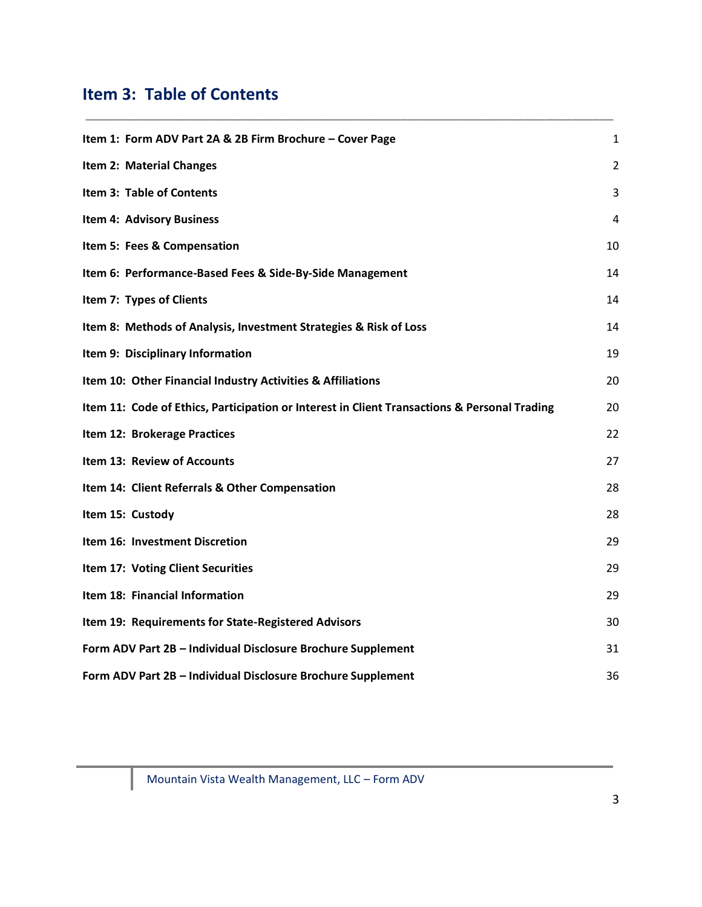## Item 3: Table of Contents

| | |
|---|---|
| **Item 1: Form ADV Part 2A & 2B Firm Brochure – Cover Page** | 1 |
| **Item 2: Material Changes** | 2 |
| **Item 3: Table of Contents** | 3 |
| **Item 4: Advisory Business** | 4 |
| **Item 5: Fees & Compensation** | 10 |
| **Item 6: Performance-Based Fees & Side-By-Side Management** | 14 |
| **Item 7: Types of Clients** | 14 |
| **Item 8: Methods of Analysis, Investment Strategies & Risk of Loss** | 14 |
| **Item 9: Disciplinary Information** | 19 |
| **Item 10: Other Financial Industry Activities & Affiliations** | 20 |
| **Item 11: Code of Ethics, Participation or Interest in Client Transactions & Personal Trading** | 20 |
| **Item 12: Brokerage Practices** | 22 |
| **Item 13: Review of Accounts** | 27 |
| **Item 14: Client Referrals & Other Compensation** | 28 |
| **Item 15: Custody** | 28 |
| **Item 16: Investment Discretion** | 29 |
| **Item 17: Voting Client Securities** | 29 |
| **Item 18: Financial Information** | 29 |
| **Item 19: Requirements for State-Registered Advisors** | 30 |
| **Form ADV Part 2B – Individual Disclosure Brochure Supplement** | 31 |
| **Form ADV Part 2B – Individual Disclosure Brochure Supplement** | 36 |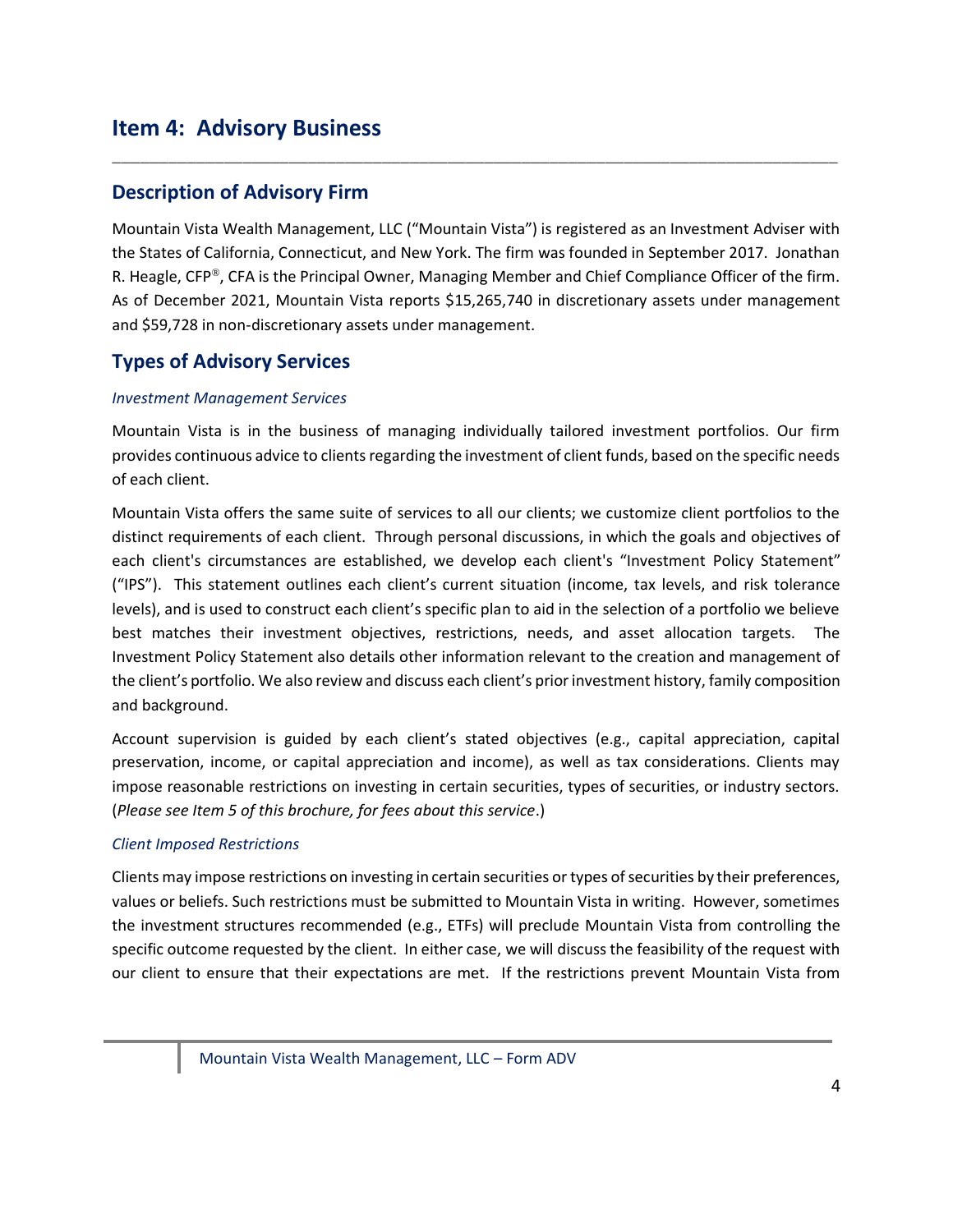# Item 4: Advisory Business

## Description of Advisory Firm

Mountain Vista Wealth Management, LLC ("Mountain Vista") is registered as an Investment Adviser with the States of California, Connecticut, and New York. The firm was founded in September 2017. Jonathan R. Heagle, CFP®, CFA is the Principal Owner, Managing Member and Chief Compliance Officer of the firm. As of December 2021, Mountain Vista reports $15,265,740 in discretionary assets under management and $59,728 in non-discretionary assets under management.

## Types of Advisory Services

### *Investment Management Services*

Mountain Vista is in the business of managing individually tailored investment portfolios. Our firm provides continuous advice to clients regarding the investment of client funds, based on the specific needs of each client.

Mountain Vista offers the same suite of services to all our clients; we customize client portfolios to the distinct requirements of each client. Through personal discussions, in which the goals and objectives of each client's circumstances are established, we develop each client's "Investment Policy Statement" ("IPS"). This statement outlines each client's current situation (income, tax levels, and risk tolerance levels), and is used to construct each client's specific plan to aid in the selection of a portfolio we believe best matches their investment objectives, restrictions, needs, and asset allocation targets. The Investment Policy Statement also details other information relevant to the creation and management of the client's portfolio. We also review and discuss each client's prior investment history, family composition and background.

Account supervision is guided by each client's stated objectives (e.g., capital appreciation, capital preservation, income, or capital appreciation and income), as well as tax considerations. Clients may impose reasonable restrictions on investing in certain securities, types of securities, or industry sectors. (*Please see Item 5 of this brochure, for fees about this service*.)

### *Client Imposed Restrictions*

Clients may impose restrictions on investing in certain securities or types of securities by their preferences, values or beliefs. Such restrictions must be submitted to Mountain Vista in writing. However, sometimes the investment structures recommended (e.g., ETFs) will preclude Mountain Vista from controlling the specific outcome requested by the client. In either case, we will discuss the feasibility of the request with our client to ensure that their expectations are met. If the restrictions prevent Mountain Vista from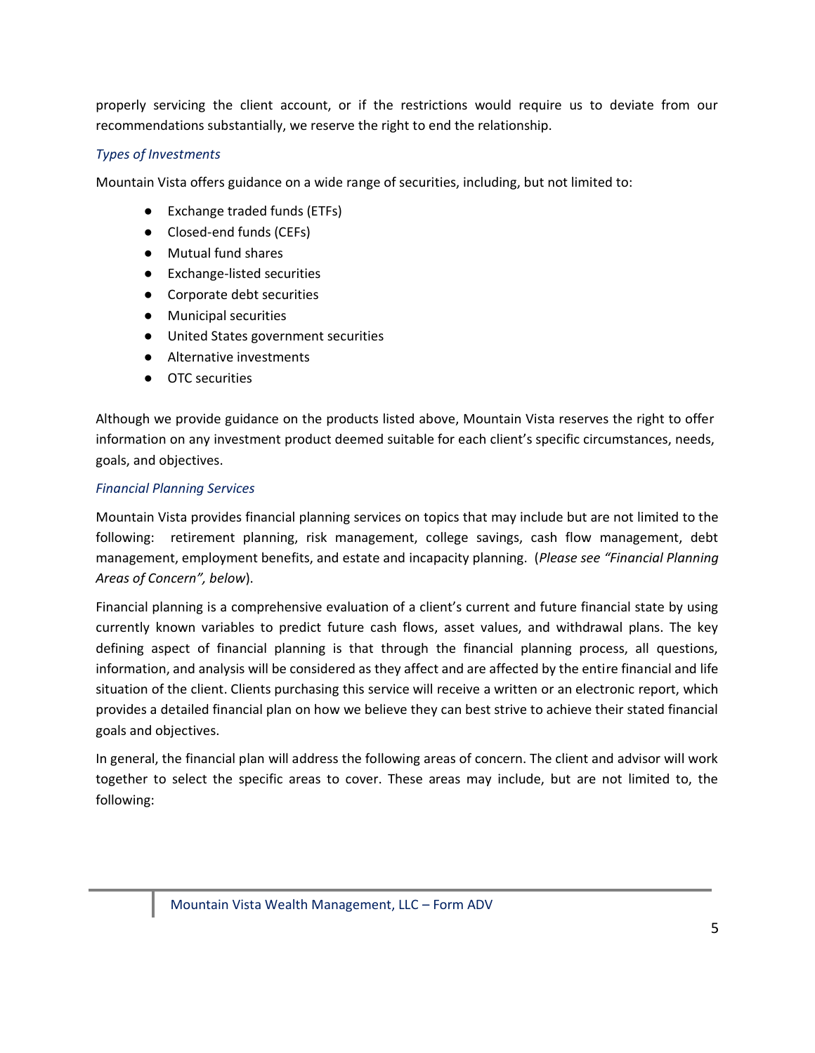properly servicing the client account, or if the restrictions would require us to deviate from our recommendations substantially, we reserve the right to end the relationship.

### *Types of Investments*

Mountain Vista offers guidance on a wide range of securities, including, but not limited to:

- Exchange traded funds (ETFs)
- Closed-end funds (CEFs)
- Mutual fund shares
- Exchange-listed securities
- Corporate debt securities
- Municipal securities
- United States government securities
- Alternative investments
- OTC securities

Although we provide guidance on the products listed above, Mountain Vista reserves the right to offer information on any investment product deemed suitable for each client's specific circumstances, needs, goals, and objectives.

### *Financial Planning Services*

Mountain Vista provides financial planning services on topics that may include but are not limited to the following: retirement planning, risk management, college savings, cash flow management, debt management, employment benefits, and estate and incapacity planning. (*Please see "Financial Planning Areas of Concern", below*).

Financial planning is a comprehensive evaluation of a client's current and future financial state by using currently known variables to predict future cash flows, asset values, and withdrawal plans. The key defining aspect of financial planning is that through the financial planning process, all questions, information, and analysis will be considered as they affect and are affected by the entire financial and life situation of the client. Clients purchasing this service will receive a written or an electronic report, which provides a detailed financial plan on how we believe they can best strive to achieve their stated financial goals and objectives.

In general, the financial plan will address the following areas of concern. The client and advisor will work together to select the specific areas to cover. These areas may include, but are not limited to, the following: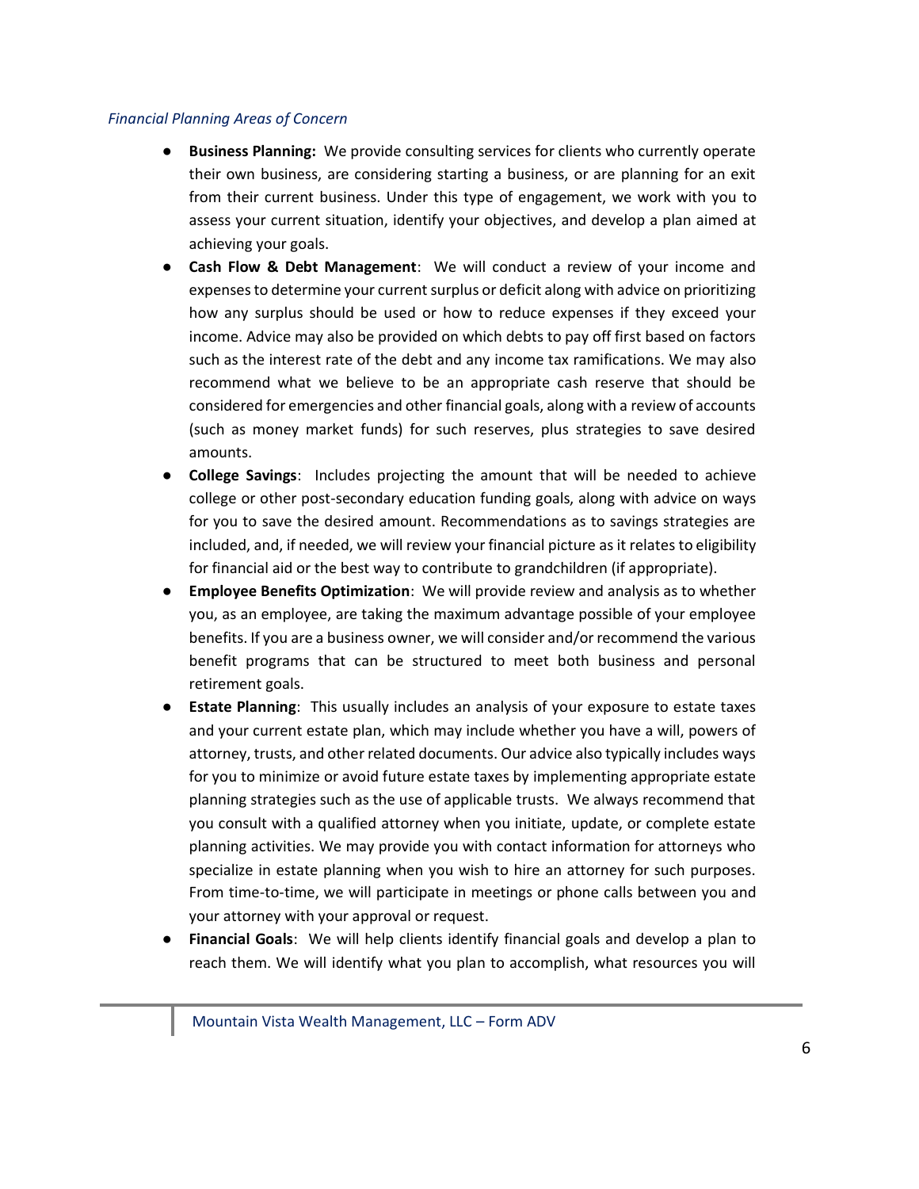*Financial Planning Areas of Concern*

- **Business Planning:** We provide consulting services for clients who currently operate their own business, are considering starting a business, or are planning for an exit from their current business. Under this type of engagement, we work with you to assess your current situation, identify your objectives, and develop a plan aimed at achieving your goals.
- **Cash Flow & Debt Management**: We will conduct a review of your income and expenses to determine your current surplus or deficit along with advice on prioritizing how any surplus should be used or how to reduce expenses if they exceed your income. Advice may also be provided on which debts to pay off first based on factors such as the interest rate of the debt and any income tax ramifications. We may also recommend what we believe to be an appropriate cash reserve that should be considered for emergencies and other financial goals, along with a review of accounts (such as money market funds) for such reserves, plus strategies to save desired amounts.
- **College Savings**: Includes projecting the amount that will be needed to achieve college or other post-secondary education funding goals, along with advice on ways for you to save the desired amount. Recommendations as to savings strategies are included, and, if needed, we will review your financial picture as it relates to eligibility for financial aid or the best way to contribute to grandchildren (if appropriate).
- **Employee Benefits Optimization**: We will provide review and analysis as to whether you, as an employee, are taking the maximum advantage possible of your employee benefits. If you are a business owner, we will consider and/or recommend the various benefit programs that can be structured to meet both business and personal retirement goals.
- **Estate Planning**: This usually includes an analysis of your exposure to estate taxes and your current estate plan, which may include whether you have a will, powers of attorney, trusts, and other related documents. Our advice also typically includes ways for you to minimize or avoid future estate taxes by implementing appropriate estate planning strategies such as the use of applicable trusts. We always recommend that you consult with a qualified attorney when you initiate, update, or complete estate planning activities. We may provide you with contact information for attorneys who specialize in estate planning when you wish to hire an attorney for such purposes. From time-to-time, we will participate in meetings or phone calls between you and your attorney with your approval or request.
- **Financial Goals**: We will help clients identify financial goals and develop a plan to reach them. We will identify what you plan to accomplish, what resources you will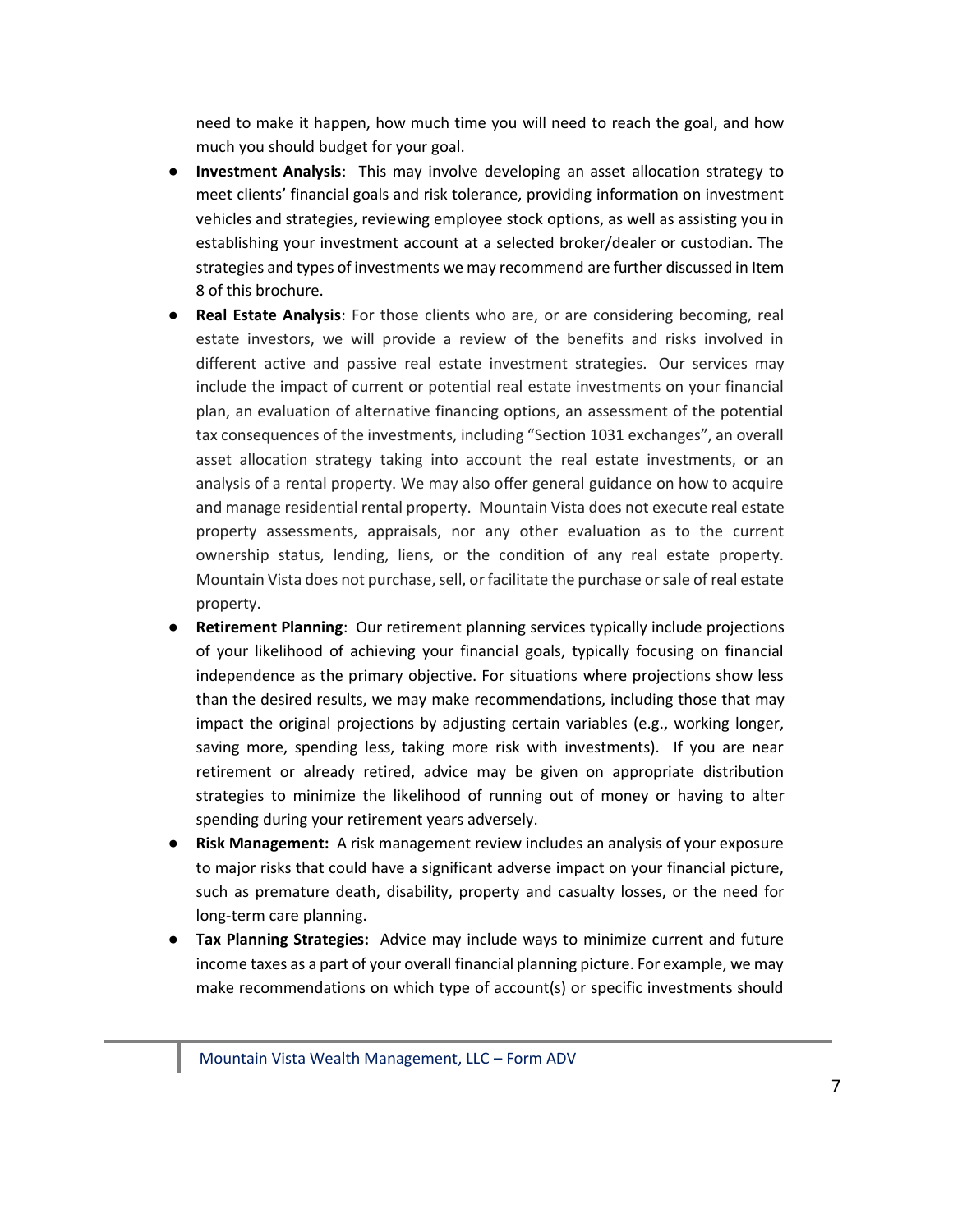need to make it happen, how much time you will need to reach the goal, and how much you should budget for your goal.

- **Investment Analysis**: This may involve developing an asset allocation strategy to meet clients' financial goals and risk tolerance, providing information on investment vehicles and strategies, reviewing employee stock options, as well as assisting you in establishing your investment account at a selected broker/dealer or custodian. The strategies and types of investments we may recommend are further discussed in Item 8 of this brochure.
- **Real Estate Analysis**: For those clients who are, or are considering becoming, real estate investors, we will provide a review of the benefits and risks involved in different active and passive real estate investment strategies. Our services may include the impact of current or potential real estate investments on your financial plan, an evaluation of alternative financing options, an assessment of the potential tax consequences of the investments, including "Section 1031 exchanges", an overall asset allocation strategy taking into account the real estate investments, or an analysis of a rental property. We may also offer general guidance on how to acquire and manage residential rental property. Mountain Vista does not execute real estate property assessments, appraisals, nor any other evaluation as to the current ownership status, lending, liens, or the condition of any real estate property. Mountain Vista does not purchase, sell, or facilitate the purchase or sale of real estate property.
- **Retirement Planning**: Our retirement planning services typically include projections of your likelihood of achieving your financial goals, typically focusing on financial independence as the primary objective. For situations where projections show less than the desired results, we may make recommendations, including those that may impact the original projections by adjusting certain variables (e.g., working longer, saving more, spending less, taking more risk with investments). If you are near retirement or already retired, advice may be given on appropriate distribution strategies to minimize the likelihood of running out of money or having to alter spending during your retirement years adversely.
- **Risk Management:** A risk management review includes an analysis of your exposure to major risks that could have a significant adverse impact on your financial picture, such as premature death, disability, property and casualty losses, or the need for long-term care planning.
- **Tax Planning Strategies:** Advice may include ways to minimize current and future income taxes as a part of your overall financial planning picture. For example, we may make recommendations on which type of account(s) or specific investments should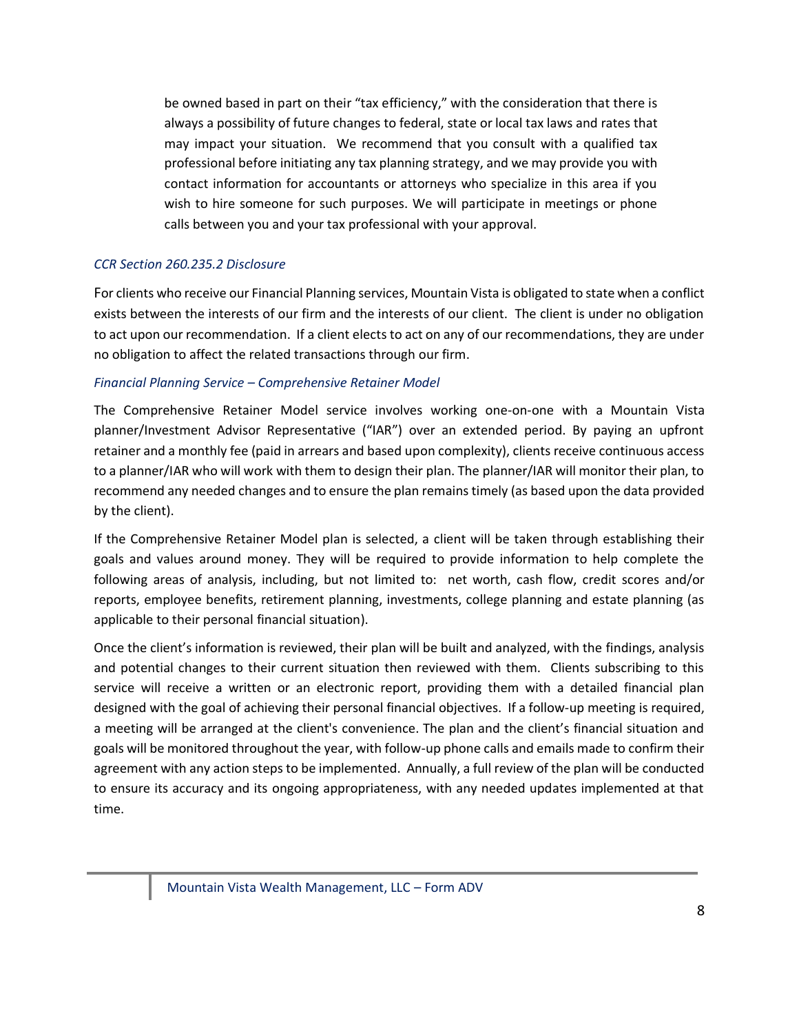be owned based in part on their "tax efficiency," with the consideration that there is always a possibility of future changes to federal, state or local tax laws and rates that may impact your situation. We recommend that you consult with a qualified tax professional before initiating any tax planning strategy, and we may provide you with contact information for accountants or attorneys who specialize in this area if you wish to hire someone for such purposes. We will participate in meetings or phone calls between you and your tax professional with your approval.

*CCR Section 260.235.2 Disclosure*

For clients who receive our Financial Planning services, Mountain Vista is obligated to state when a conflict exists between the interests of our firm and the interests of our client. The client is under no obligation to act upon our recommendation. If a client elects to act on any of our recommendations, they are under no obligation to affect the related transactions through our firm.

*Financial Planning Service – Comprehensive Retainer Model*

The Comprehensive Retainer Model service involves working one-on-one with a Mountain Vista planner/Investment Advisor Representative ("IAR") over an extended period. By paying an upfront retainer and a monthly fee (paid in arrears and based upon complexity), clients receive continuous access to a planner/IAR who will work with them to design their plan. The planner/IAR will monitor their plan, to recommend any needed changes and to ensure the plan remains timely (as based upon the data provided by the client).

If the Comprehensive Retainer Model plan is selected, a client will be taken through establishing their goals and values around money. They will be required to provide information to help complete the following areas of analysis, including, but not limited to: net worth, cash flow, credit scores and/or reports, employee benefits, retirement planning, investments, college planning and estate planning (as applicable to their personal financial situation).

Once the client's information is reviewed, their plan will be built and analyzed, with the findings, analysis and potential changes to their current situation then reviewed with them. Clients subscribing to this service will receive a written or an electronic report, providing them with a detailed financial plan designed with the goal of achieving their personal financial objectives. If a follow-up meeting is required, a meeting will be arranged at the client's convenience. The plan and the client's financial situation and goals will be monitored throughout the year, with follow-up phone calls and emails made to confirm their agreement with any action steps to be implemented. Annually, a full review of the plan will be conducted to ensure its accuracy and its ongoing appropriateness, with any needed updates implemented at that time.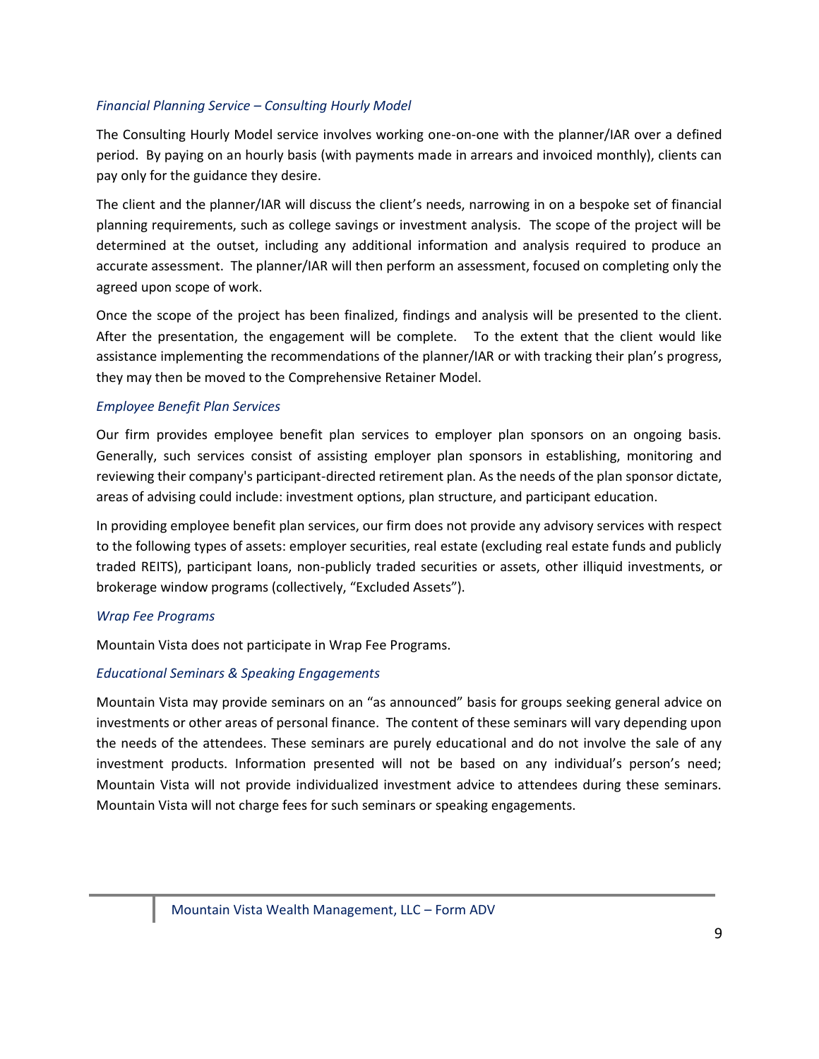*Financial Planning Service – Consulting Hourly Model*

The Consulting Hourly Model service involves working one-on-one with the planner/IAR over a defined period. By paying on an hourly basis (with payments made in arrears and invoiced monthly), clients can pay only for the guidance they desire.

The client and the planner/IAR will discuss the client's needs, narrowing in on a bespoke set of financial planning requirements, such as college savings or investment analysis. The scope of the project will be determined at the outset, including any additional information and analysis required to produce an accurate assessment. The planner/IAR will then perform an assessment, focused on completing only the agreed upon scope of work.

Once the scope of the project has been finalized, findings and analysis will be presented to the client. After the presentation, the engagement will be complete. To the extent that the client would like assistance implementing the recommendations of the planner/IAR or with tracking their plan's progress, they may then be moved to the Comprehensive Retainer Model.

*Employee Benefit Plan Services*

Our firm provides employee benefit plan services to employer plan sponsors on an ongoing basis. Generally, such services consist of assisting employer plan sponsors in establishing, monitoring and reviewing their company's participant-directed retirement plan. As the needs of the plan sponsor dictate, areas of advising could include: investment options, plan structure, and participant education.

In providing employee benefit plan services, our firm does not provide any advisory services with respect to the following types of assets: employer securities, real estate (excluding real estate funds and publicly traded REITS), participant loans, non-publicly traded securities or assets, other illiquid investments, or brokerage window programs (collectively, "Excluded Assets").

*Wrap Fee Programs*

Mountain Vista does not participate in Wrap Fee Programs.

*Educational Seminars & Speaking Engagements*

Mountain Vista may provide seminars on an "as announced" basis for groups seeking general advice on investments or other areas of personal finance. The content of these seminars will vary depending upon the needs of the attendees. These seminars are purely educational and do not involve the sale of any investment products. Information presented will not be based on any individual's person's need; Mountain Vista will not provide individualized investment advice to attendees during these seminars. Mountain Vista will not charge fees for such seminars or speaking engagements.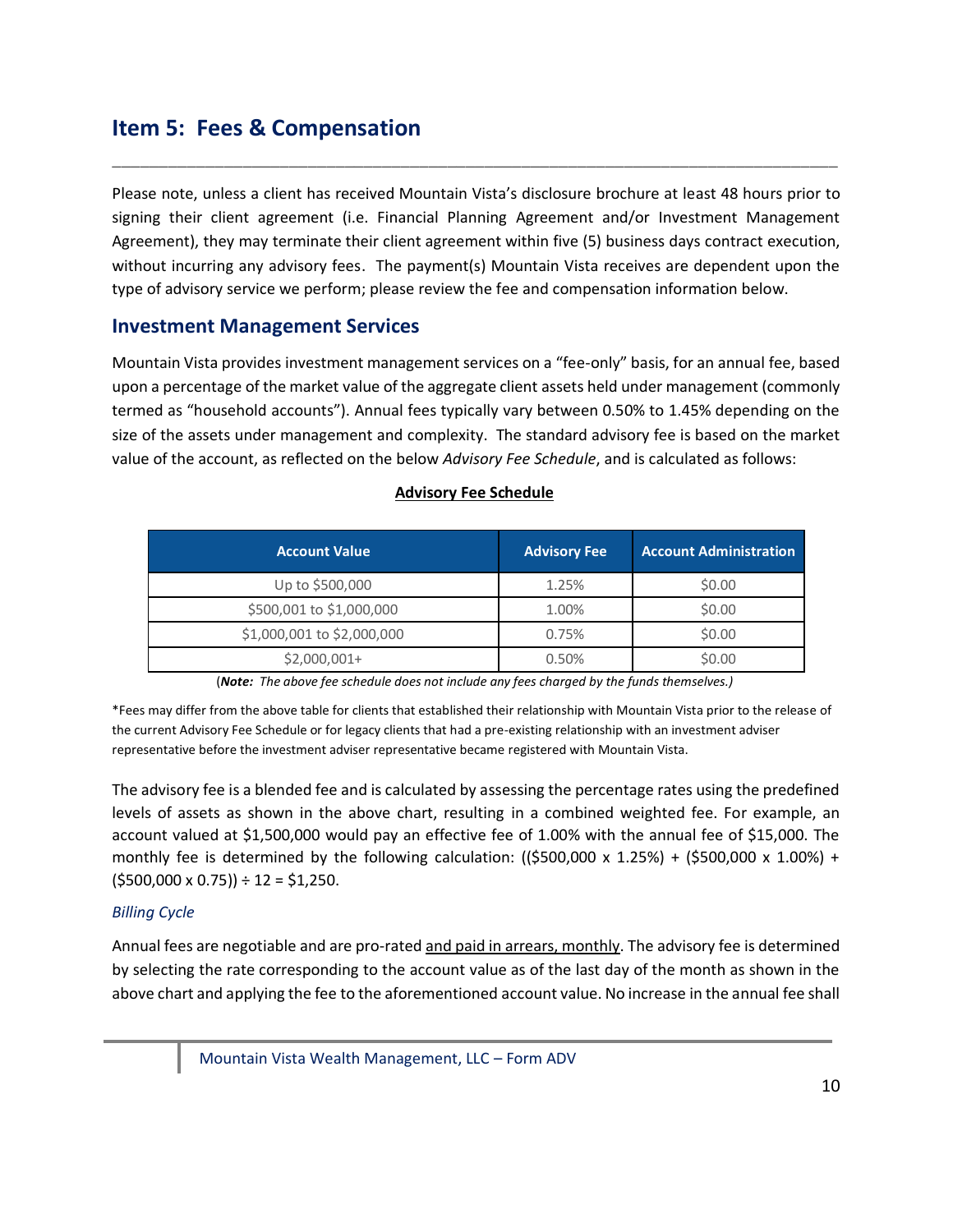## Item 5: Fees & Compensation

Please note, unless a client has received Mountain Vista's disclosure brochure at least 48 hours prior to signing their client agreement (i.e. Financial Planning Agreement and/or Investment Management Agreement), they may terminate their client agreement within five (5) business days contract execution, without incurring any advisory fees. The payment(s) Mountain Vista receives are dependent upon the type of advisory service we perform; please review the fee and compensation information below.

### Investment Management Services

Mountain Vista provides investment management services on a "fee-only" basis, for an annual fee, based upon a percentage of the market value of the aggregate client assets held under management (commonly termed as "household accounts"). Annual fees typically vary between 0.50% to 1.45% depending on the size of the assets under management and complexity. The standard advisory fee is based on the market value of the account, as reflected on the below *Advisory Fee Schedule*, and is calculated as follows:

**Advisory Fee Schedule**

| Account Value | Advisory Fee | Account Administration |
|---|---|---|
| Up to $500,000 | 1.25% | $0.00 |
| $500,001 to $1,000,000 | 1.00% | $0.00 |
| $1,000,001 to $2,000,000 | 0.75% | $0.00 |
| $2,000,001+ | 0.50% | $0.00 |

(***Note:*** *The above fee schedule does not include any fees charged by the funds themselves.)*

*Fees may differ from the above table for clients that established their relationship with Mountain Vista prior to the release of the current Advisory Fee Schedule or for legacy clients that had a pre-existing relationship with an investment adviser representative before the investment adviser representative became registered with Mountain Vista.

The advisory fee is a blended fee and is calculated by assessing the percentage rates using the predefined levels of assets as shown in the above chart, resulting in a combined weighted fee. For example, an account valued at $1,500,000 would pay an effective fee of 1.00% with the annual fee of $15,000. The monthly fee is determined by the following calculation: (($500,000 x 1.25%) + ($500,000 x 1.00%) + ($500,000 x 0.75)) ÷ 12 = $1,250.

*Billing Cycle*

Annual fees are negotiable and are pro-rated and paid in arrears, monthly. The advisory fee is determined by selecting the rate corresponding to the account value as of the last day of the month as shown in the above chart and applying the fee to the aforementioned account value. No increase in the annual fee shall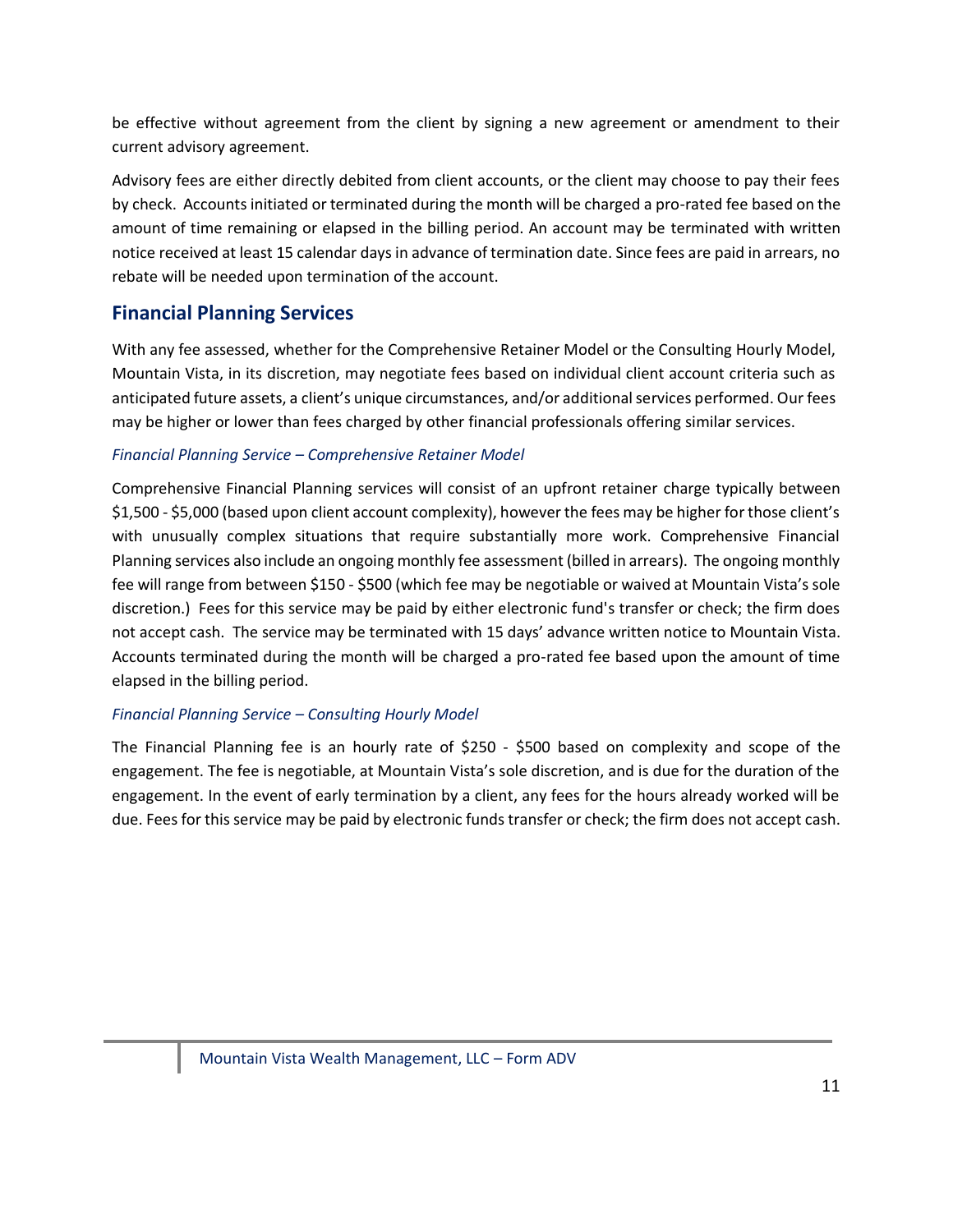be effective without agreement from the client by signing a new agreement or amendment to their current advisory agreement.

Advisory fees are either directly debited from client accounts, or the client may choose to pay their fees by check. Accounts initiated or terminated during the month will be charged a pro-rated fee based on the amount of time remaining or elapsed in the billing period. An account may be terminated with written notice received at least 15 calendar days in advance of termination date. Since fees are paid in arrears, no rebate will be needed upon termination of the account.

## Financial Planning Services

With any fee assessed, whether for the Comprehensive Retainer Model or the Consulting Hourly Model, Mountain Vista, in its discretion, may negotiate fees based on individual client account criteria such as anticipated future assets, a client's unique circumstances, and/or additional services performed. Our fees may be higher or lower than fees charged by other financial professionals offering similar services.

### *Financial Planning Service – Comprehensive Retainer Model*

Comprehensive Financial Planning services will consist of an upfront retainer charge typically between $1,500 - $5,000 (based upon client account complexity), however the fees may be higher for those client's with unusually complex situations that require substantially more work. Comprehensive Financial Planning services also include an ongoing monthly fee assessment (billed in arrears). The ongoing monthly fee will range from between $150 - $500 (which fee may be negotiable or waived at Mountain Vista's sole discretion.) Fees for this service may be paid by either electronic fund's transfer or check; the firm does not accept cash. The service may be terminated with 15 days' advance written notice to Mountain Vista. Accounts terminated during the month will be charged a pro-rated fee based upon the amount of time elapsed in the billing period.

### *Financial Planning Service – Consulting Hourly Model*

The Financial Planning fee is an hourly rate of $250 - $500 based on complexity and scope of the engagement. The fee is negotiable, at Mountain Vista's sole discretion, and is due for the duration of the engagement. In the event of early termination by a client, any fees for the hours already worked will be due. Fees for this service may be paid by electronic funds transfer or check; the firm does not accept cash.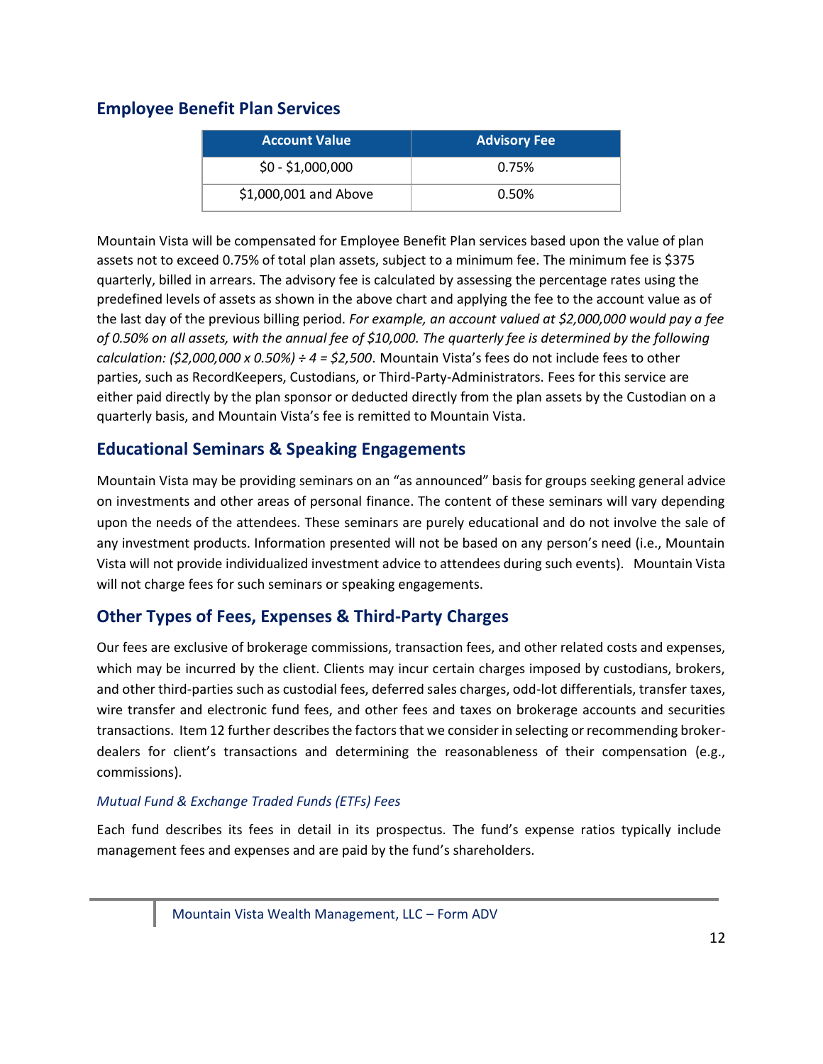## Employee Benefit Plan Services

| Account Value | Advisory Fee |
|---|---|
| $0 - $1,000,000 | 0.75% |
| $1,000,001 and Above | 0.50% |

Mountain Vista will be compensated for Employee Benefit Plan services based upon the value of plan assets not to exceed 0.75% of total plan assets, subject to a minimum fee. The minimum fee is $375 quarterly, billed in arrears. The advisory fee is calculated by assessing the percentage rates using the predefined levels of assets as shown in the above chart and applying the fee to the account value as of the last day of the previous billing period. *For example, an account valued at $2,000,000 would pay a fee of 0.50% on all assets, with the annual fee of $10,000. The quarterly fee is determined by the following calculation: ($2,000,000 x 0.50%) ÷ 4 = $2,500*. Mountain Vista's fees do not include fees to other parties, such as RecordKeepers, Custodians, or Third-Party-Administrators. Fees for this service are either paid directly by the plan sponsor or deducted directly from the plan assets by the Custodian on a quarterly basis, and Mountain Vista's fee is remitted to Mountain Vista.

## Educational Seminars & Speaking Engagements

Mountain Vista may be providing seminars on an "as announced" basis for groups seeking general advice on investments and other areas of personal finance. The content of these seminars will vary depending upon the needs of the attendees. These seminars are purely educational and do not involve the sale of any investment products. Information presented will not be based on any person's need (i.e., Mountain Vista will not provide individualized investment advice to attendees during such events). Mountain Vista will not charge fees for such seminars or speaking engagements.

## Other Types of Fees, Expenses & Third-Party Charges

Our fees are exclusive of brokerage commissions, transaction fees, and other related costs and expenses, which may be incurred by the client. Clients may incur certain charges imposed by custodians, brokers, and other third-parties such as custodial fees, deferred sales charges, odd-lot differentials, transfer taxes, wire transfer and electronic fund fees, and other fees and taxes on brokerage accounts and securities transactions. Item 12 further describes the factors that we consider in selecting or recommending broker-dealers for client's transactions and determining the reasonableness of their compensation (e.g., commissions).

*Mutual Fund & Exchange Traded Funds (ETFs) Fees*

Each fund describes its fees in detail in its prospectus. The fund's expense ratios typically include management fees and expenses and are paid by the fund's shareholders.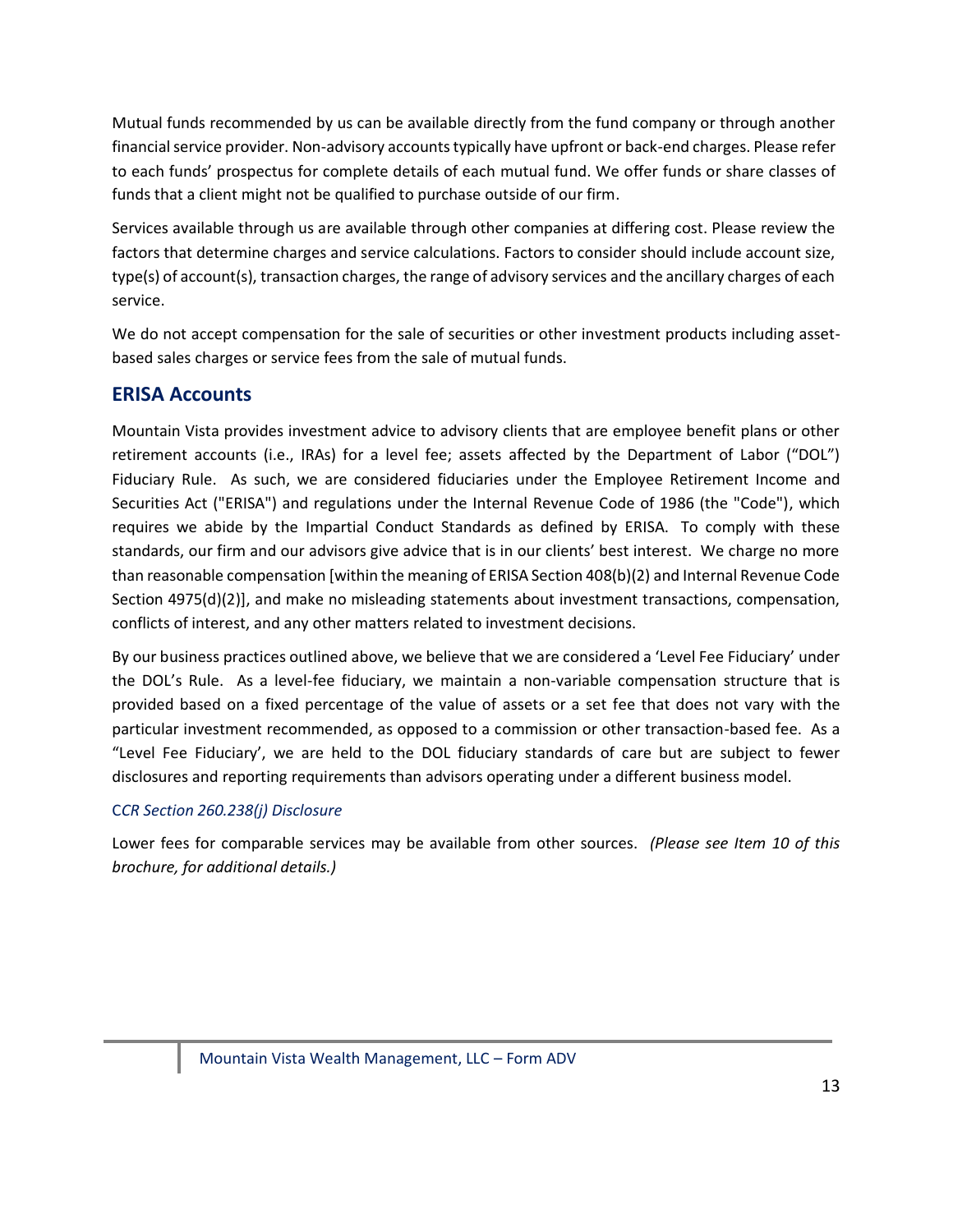Mutual funds recommended by us can be available directly from the fund company or through another financial service provider. Non-advisory accounts typically have upfront or back-end charges. Please refer to each funds' prospectus for complete details of each mutual fund. We offer funds or share classes of funds that a client might not be qualified to purchase outside of our firm.

Services available through us are available through other companies at differing cost. Please review the factors that determine charges and service calculations. Factors to consider should include account size, type(s) of account(s), transaction charges, the range of advisory services and the ancillary charges of each service.

We do not accept compensation for the sale of securities or other investment products including asset-based sales charges or service fees from the sale of mutual funds.

## ERISA Accounts

Mountain Vista provides investment advice to advisory clients that are employee benefit plans or other retirement accounts (i.e., IRAs) for a level fee; assets affected by the Department of Labor ("DOL") Fiduciary Rule. As such, we are considered fiduciaries under the Employee Retirement Income and Securities Act ("ERISA") and regulations under the Internal Revenue Code of 1986 (the "Code"), which requires we abide by the Impartial Conduct Standards as defined by ERISA. To comply with these standards, our firm and our advisors give advice that is in our clients' best interest. We charge no more than reasonable compensation [within the meaning of ERISA Section 408(b)(2) and Internal Revenue Code Section 4975(d)(2)], and make no misleading statements about investment transactions, compensation, conflicts of interest, and any other matters related to investment decisions.

By our business practices outlined above, we believe that we are considered a 'Level Fee Fiduciary' under the DOL's Rule. As a level-fee fiduciary, we maintain a non-variable compensation structure that is provided based on a fixed percentage of the value of assets or a set fee that does not vary with the particular investment recommended, as opposed to a commission or other transaction-based fee. As a "Level Fee Fiduciary', we are held to the DOL fiduciary standards of care but are subject to fewer disclosures and reporting requirements than advisors operating under a different business model.

### *CCR Section 260.238(j) Disclosure*

Lower fees for comparable services may be available from other sources. *(Please see Item 10 of this brochure, for additional details.)*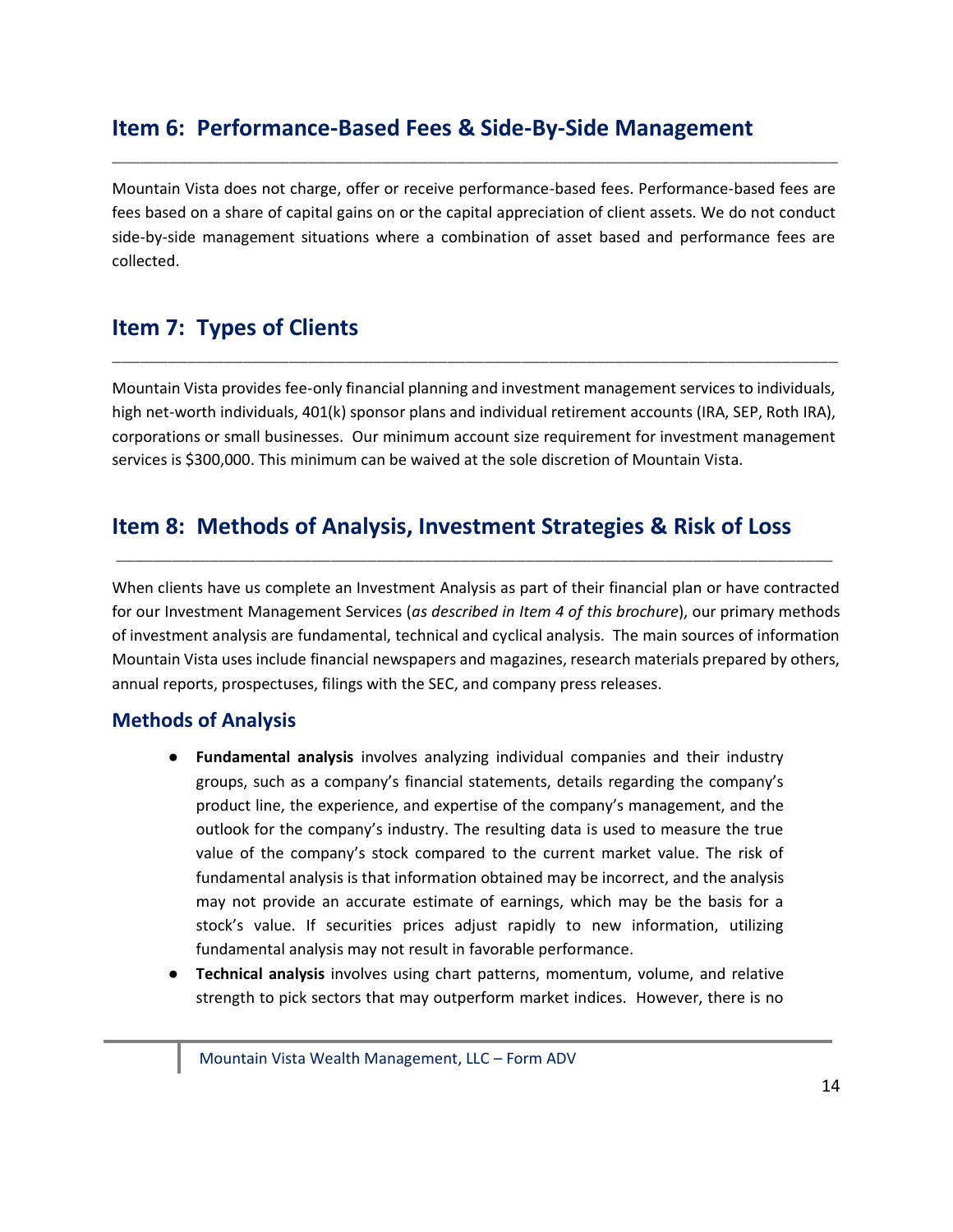## Item 6: Performance-Based Fees & Side-By-Side Management

Mountain Vista does not charge, offer or receive performance-based fees. Performance-based fees are fees based on a share of capital gains on or the capital appreciation of client assets. We do not conduct side-by-side management situations where a combination of asset based and performance fees are collected.

## Item 7: Types of Clients

Mountain Vista provides fee-only financial planning and investment management services to individuals, high net-worth individuals, 401(k) sponsor plans and individual retirement accounts (IRA, SEP, Roth IRA), corporations or small businesses. Our minimum account size requirement for investment management services is $300,000. This minimum can be waived at the sole discretion of Mountain Vista.

## Item 8: Methods of Analysis, Investment Strategies & Risk of Loss

When clients have us complete an Investment Analysis as part of their financial plan or have contracted for our Investment Management Services (*as described in Item 4 of this brochure*), our primary methods of investment analysis are fundamental, technical and cyclical analysis. The main sources of information Mountain Vista uses include financial newspapers and magazines, research materials prepared by others, annual reports, prospectuses, filings with the SEC, and company press releases.

### Methods of Analysis

- **Fundamental analysis** involves analyzing individual companies and their industry groups, such as a company's financial statements, details regarding the company's product line, the experience, and expertise of the company's management, and the outlook for the company's industry. The resulting data is used to measure the true value of the company's stock compared to the current market value. The risk of fundamental analysis is that information obtained may be incorrect, and the analysis may not provide an accurate estimate of earnings, which may be the basis for a stock's value. If securities prices adjust rapidly to new information, utilizing fundamental analysis may not result in favorable performance.
- **Technical analysis** involves using chart patterns, momentum, volume, and relative strength to pick sectors that may outperform market indices. However, there is no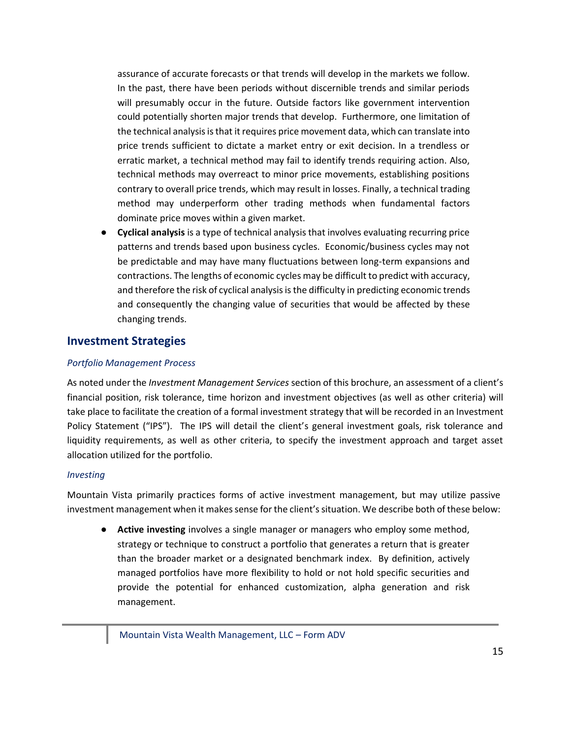assurance of accurate forecasts or that trends will develop in the markets we follow. In the past, there have been periods without discernible trends and similar periods will presumably occur in the future. Outside factors like government intervention could potentially shorten major trends that develop. Furthermore, one limitation of the technical analysis is that it requires price movement data, which can translate into price trends sufficient to dictate a market entry or exit decision. In a trendless or erratic market, a technical method may fail to identify trends requiring action. Also, technical methods may overreact to minor price movements, establishing positions contrary to overall price trends, which may result in losses. Finally, a technical trading method may underperform other trading methods when fundamental factors dominate price moves within a given market.

- **Cyclical analysis** is a type of technical analysis that involves evaluating recurring price patterns and trends based upon business cycles. Economic/business cycles may not be predictable and may have many fluctuations between long-term expansions and contractions. The lengths of economic cycles may be difficult to predict with accuracy, and therefore the risk of cyclical analysis is the difficulty in predicting economic trends and consequently the changing value of securities that would be affected by these changing trends.

## Investment Strategies

### *Portfolio Management Process*

As noted under the *Investment Management Services* section of this brochure, an assessment of a client's financial position, risk tolerance, time horizon and investment objectives (as well as other criteria) will take place to facilitate the creation of a formal investment strategy that will be recorded in an Investment Policy Statement ("IPS"). The IPS will detail the client's general investment goals, risk tolerance and liquidity requirements, as well as other criteria, to specify the investment approach and target asset allocation utilized for the portfolio.

### *Investing*

Mountain Vista primarily practices forms of active investment management, but may utilize passive investment management when it makes sense for the client's situation. We describe both of these below:

- **Active investing** involves a single manager or managers who employ some method, strategy or technique to construct a portfolio that generates a return that is greater than the broader market or a designated benchmark index. By definition, actively managed portfolios have more flexibility to hold or not hold specific securities and provide the potential for enhanced customization, alpha generation and risk management.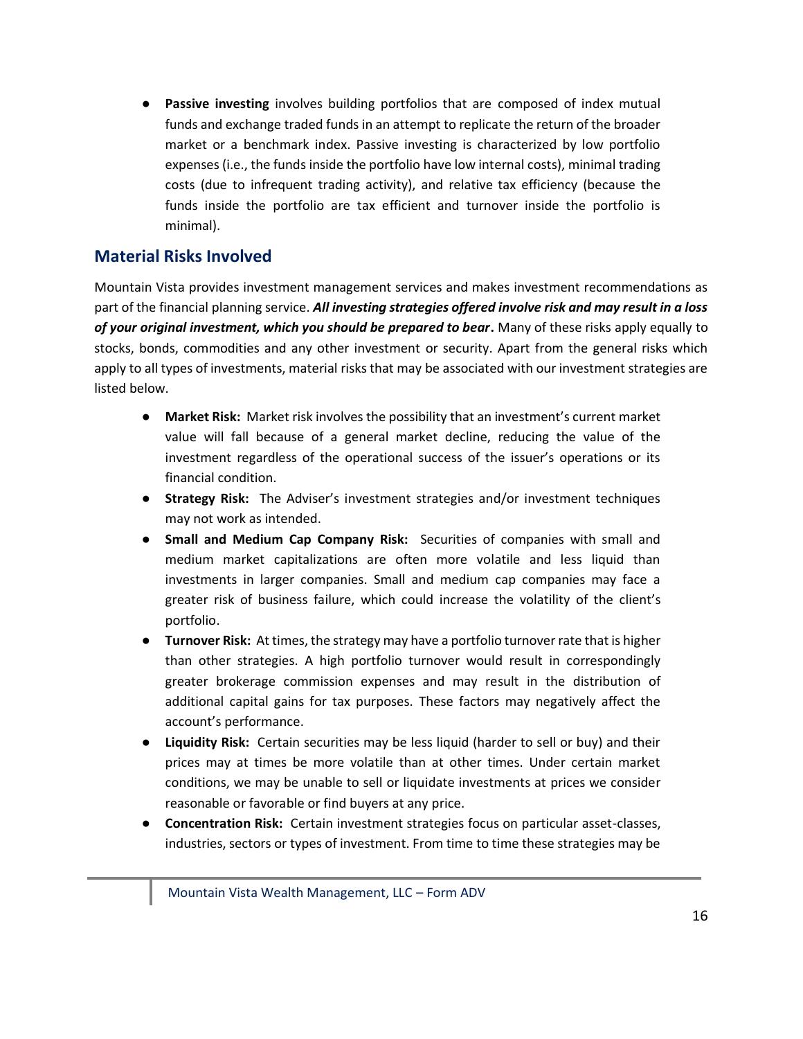- **Passive investing** involves building portfolios that are composed of index mutual funds and exchange traded funds in an attempt to replicate the return of the broader market or a benchmark index. Passive investing is characterized by low portfolio expenses (i.e., the funds inside the portfolio have low internal costs), minimal trading costs (due to infrequent trading activity), and relative tax efficiency (because the funds inside the portfolio are tax efficient and turnover inside the portfolio is minimal).

## Material Risks Involved

Mountain Vista provides investment management services and makes investment recommendations as part of the financial planning service. ***All investing strategies offered involve risk and may result in a loss of your original investment, which you should be prepared to bear*.** Many of these risks apply equally to stocks, bonds, commodities and any other investment or security. Apart from the general risks which apply to all types of investments, material risks that may be associated with our investment strategies are listed below.

- **Market Risk:** Market risk involves the possibility that an investment's current market value will fall because of a general market decline, reducing the value of the investment regardless of the operational success of the issuer's operations or its financial condition.
- **Strategy Risk:** The Adviser's investment strategies and/or investment techniques may not work as intended.
- **Small and Medium Cap Company Risk:** Securities of companies with small and medium market capitalizations are often more volatile and less liquid than investments in larger companies. Small and medium cap companies may face a greater risk of business failure, which could increase the volatility of the client's portfolio.
- **Turnover Risk:** At times, the strategy may have a portfolio turnover rate that is higher than other strategies. A high portfolio turnover would result in correspondingly greater brokerage commission expenses and may result in the distribution of additional capital gains for tax purposes. These factors may negatively affect the account's performance.
- **Liquidity Risk:** Certain securities may be less liquid (harder to sell or buy) and their prices may at times be more volatile than at other times. Under certain market conditions, we may be unable to sell or liquidate investments at prices we consider reasonable or favorable or find buyers at any price.
- **Concentration Risk:** Certain investment strategies focus on particular asset-classes, industries, sectors or types of investment. From time to time these strategies may be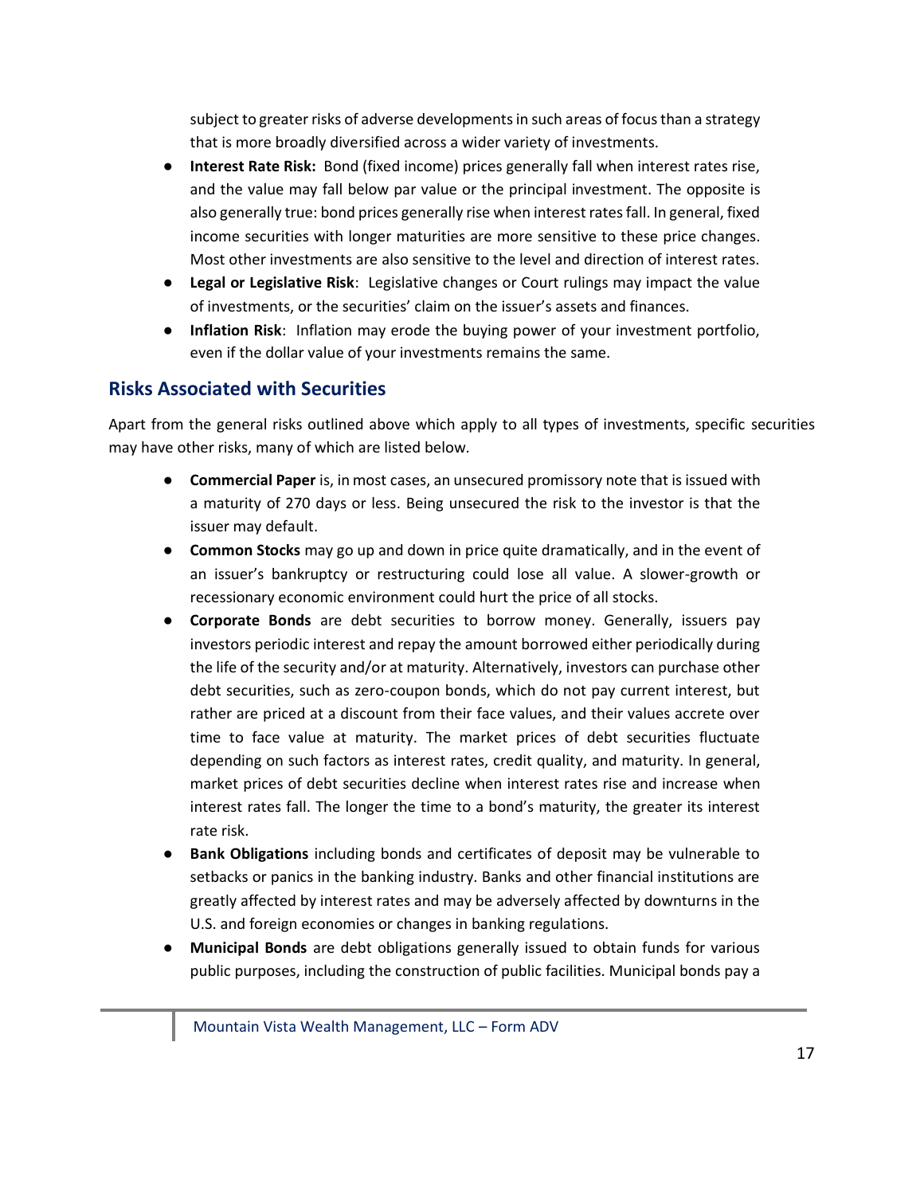subject to greater risks of adverse developments in such areas of focus than a strategy that is more broadly diversified across a wider variety of investments.

- **Interest Rate Risk:** Bond (fixed income) prices generally fall when interest rates rise, and the value may fall below par value or the principal investment. The opposite is also generally true: bond prices generally rise when interest rates fall. In general, fixed income securities with longer maturities are more sensitive to these price changes. Most other investments are also sensitive to the level and direction of interest rates.
- **Legal or Legislative Risk**: Legislative changes or Court rulings may impact the value of investments, or the securities' claim on the issuer's assets and finances.
- **Inflation Risk**: Inflation may erode the buying power of your investment portfolio, even if the dollar value of your investments remains the same.

## Risks Associated with Securities

Apart from the general risks outlined above which apply to all types of investments, specific securities may have other risks, many of which are listed below.

- **Commercial Paper** is, in most cases, an unsecured promissory note that is issued with a maturity of 270 days or less. Being unsecured the risk to the investor is that the issuer may default.
- **Common Stocks** may go up and down in price quite dramatically, and in the event of an issuer's bankruptcy or restructuring could lose all value. A slower-growth or recessionary economic environment could hurt the price of all stocks.
- **Corporate Bonds** are debt securities to borrow money. Generally, issuers pay investors periodic interest and repay the amount borrowed either periodically during the life of the security and/or at maturity. Alternatively, investors can purchase other debt securities, such as zero-coupon bonds, which do not pay current interest, but rather are priced at a discount from their face values, and their values accrete over time to face value at maturity. The market prices of debt securities fluctuate depending on such factors as interest rates, credit quality, and maturity. In general, market prices of debt securities decline when interest rates rise and increase when interest rates fall. The longer the time to a bond's maturity, the greater its interest rate risk.
- **Bank Obligations** including bonds and certificates of deposit may be vulnerable to setbacks or panics in the banking industry. Banks and other financial institutions are greatly affected by interest rates and may be adversely affected by downturns in the U.S. and foreign economies or changes in banking regulations.
- **Municipal Bonds** are debt obligations generally issued to obtain funds for various public purposes, including the construction of public facilities. Municipal bonds pay a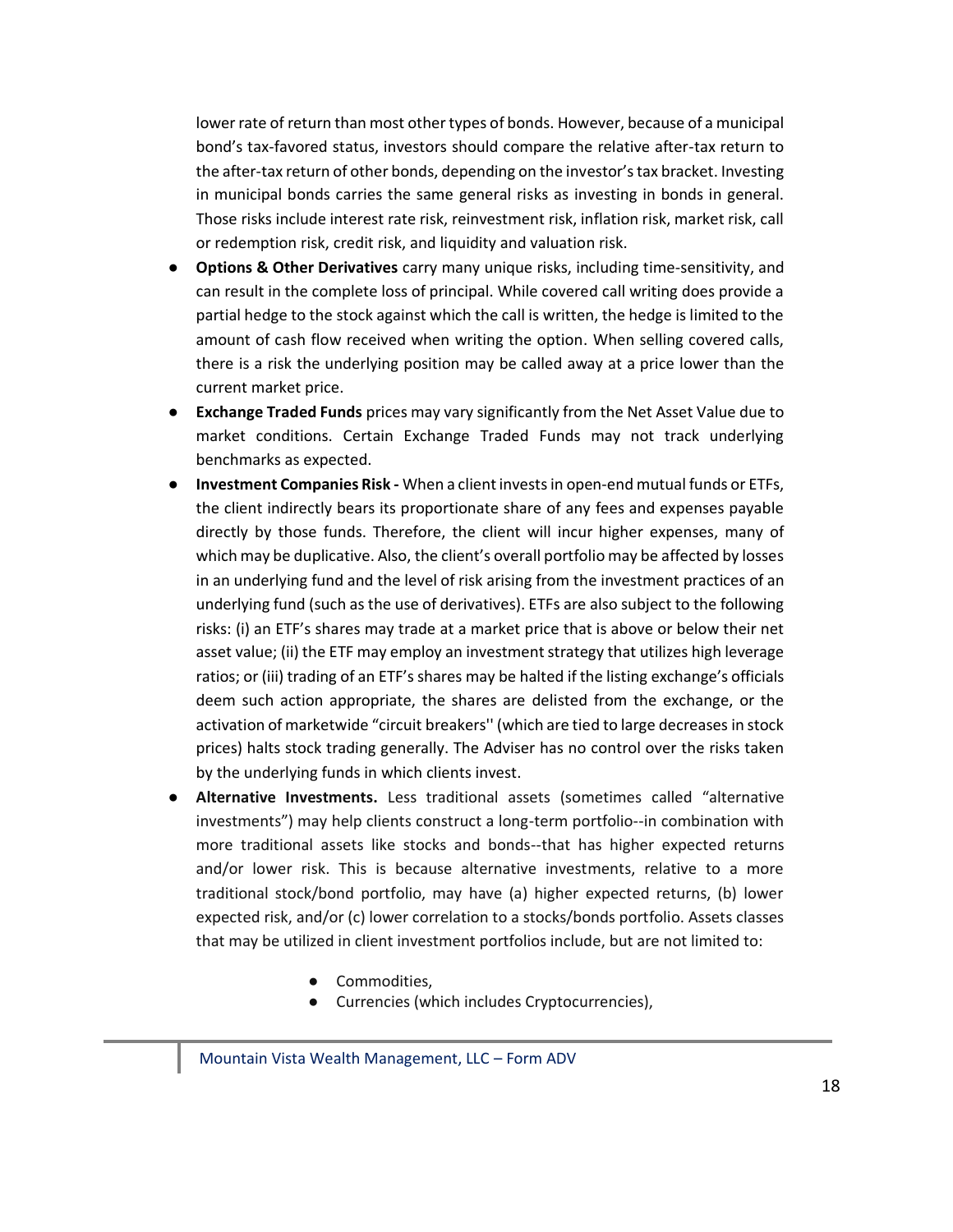lower rate of return than most other types of bonds. However, because of a municipal bond's tax-favored status, investors should compare the relative after-tax return to the after-tax return of other bonds, depending on the investor's tax bracket. Investing in municipal bonds carries the same general risks as investing in bonds in general. Those risks include interest rate risk, reinvestment risk, inflation risk, market risk, call or redemption risk, credit risk, and liquidity and valuation risk.

- **Options & Other Derivatives** carry many unique risks, including time-sensitivity, and can result in the complete loss of principal. While covered call writing does provide a partial hedge to the stock against which the call is written, the hedge is limited to the amount of cash flow received when writing the option. When selling covered calls, there is a risk the underlying position may be called away at a price lower than the current market price.
- **Exchange Traded Funds** prices may vary significantly from the Net Asset Value due to market conditions. Certain Exchange Traded Funds may not track underlying benchmarks as expected.
- **Investment Companies Risk -** When a client invests in open-end mutual funds or ETFs, the client indirectly bears its proportionate share of any fees and expenses payable directly by those funds. Therefore, the client will incur higher expenses, many of which may be duplicative. Also, the client's overall portfolio may be affected by losses in an underlying fund and the level of risk arising from the investment practices of an underlying fund (such as the use of derivatives). ETFs are also subject to the following risks: (i) an ETF's shares may trade at a market price that is above or below their net asset value; (ii) the ETF may employ an investment strategy that utilizes high leverage ratios; or (iii) trading of an ETF's shares may be halted if the listing exchange's officials deem such action appropriate, the shares are delisted from the exchange, or the activation of marketwide "circuit breakers'' (which are tied to large decreases in stock prices) halts stock trading generally. The Adviser has no control over the risks taken by the underlying funds in which clients invest.
- **Alternative Investments.** Less traditional assets (sometimes called "alternative investments") may help clients construct a long-term portfolio--in combination with more traditional assets like stocks and bonds--that has higher expected returns and/or lower risk. This is because alternative investments, relative to a more traditional stock/bond portfolio, may have (a) higher expected returns, (b) lower expected risk, and/or (c) lower correlation to a stocks/bonds portfolio. Assets classes that may be utilized in client investment portfolios include, but are not limited to:
    - Commodities,
    - Currencies (which includes Cryptocurrencies),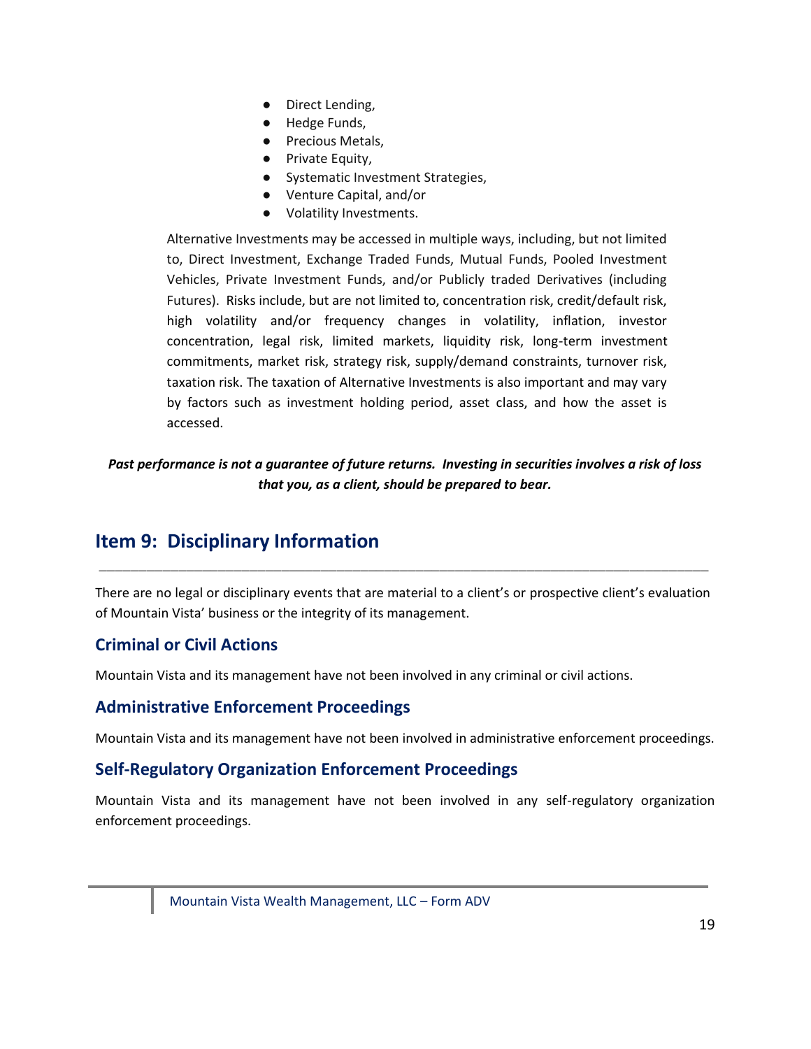- Direct Lending,
- Hedge Funds,
- Precious Metals,
- Private Equity,
- Systematic Investment Strategies,
- Venture Capital, and/or
- Volatility Investments.

Alternative Investments may be accessed in multiple ways, including, but not limited to, Direct Investment, Exchange Traded Funds, Mutual Funds, Pooled Investment Vehicles, Private Investment Funds, and/or Publicly traded Derivatives (including Futures). Risks include, but are not limited to, concentration risk, credit/default risk, high volatility and/or frequency changes in volatility, inflation, investor concentration, legal risk, limited markets, liquidity risk, long-term investment commitments, market risk, strategy risk, supply/demand constraints, turnover risk, taxation risk. The taxation of Alternative Investments is also important and may vary by factors such as investment holding period, asset class, and how the asset is accessed.

***Past performance is not a guarantee of future returns. Investing in securities involves a risk of loss that you, as a client, should be prepared to bear.***

## Item 9: Disciplinary Information

There are no legal or disciplinary events that are material to a client's or prospective client's evaluation of Mountain Vista' business or the integrity of its management.

### Criminal or Civil Actions

Mountain Vista and its management have not been involved in any criminal or civil actions.

### Administrative Enforcement Proceedings

Mountain Vista and its management have not been involved in administrative enforcement proceedings.

### Self-Regulatory Organization Enforcement Proceedings

Mountain Vista and its management have not been involved in any self-regulatory organization enforcement proceedings.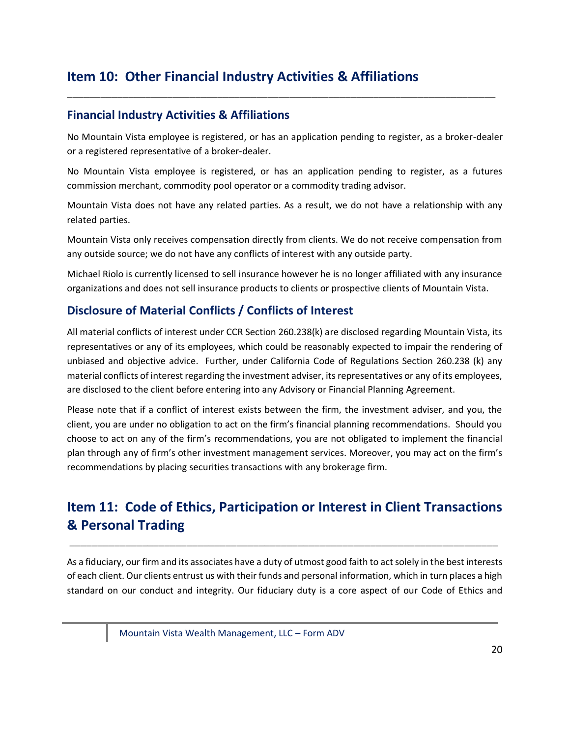# Item 10: Other Financial Industry Activities & Affiliations

## Financial Industry Activities & Affiliations

No Mountain Vista employee is registered, or has an application pending to register, as a broker-dealer or a registered representative of a broker-dealer.

No Mountain Vista employee is registered, or has an application pending to register, as a futures commission merchant, commodity pool operator or a commodity trading advisor.

Mountain Vista does not have any related parties. As a result, we do not have a relationship with any related parties.

Mountain Vista only receives compensation directly from clients. We do not receive compensation from any outside source; we do not have any conflicts of interest with any outside party.

Michael Riolo is currently licensed to sell insurance however he is no longer affiliated with any insurance organizations and does not sell insurance products to clients or prospective clients of Mountain Vista.

## Disclosure of Material Conflicts / Conflicts of Interest

All material conflicts of interest under CCR Section 260.238(k) are disclosed regarding Mountain Vista, its representatives or any of its employees, which could be reasonably expected to impair the rendering of unbiased and objective advice. Further, under California Code of Regulations Section 260.238 (k) any material conflicts of interest regarding the investment adviser, its representatives or any of its employees, are disclosed to the client before entering into any Advisory or Financial Planning Agreement.

Please note that if a conflict of interest exists between the firm, the investment adviser, and you, the client, you are under no obligation to act on the firm's financial planning recommendations. Should you choose to act on any of the firm's recommendations, you are not obligated to implement the financial plan through any of firm's other investment management services. Moreover, you may act on the firm's recommendations by placing securities transactions with any brokerage firm.

# Item 11: Code of Ethics, Participation or Interest in Client Transactions & Personal Trading

As a fiduciary, our firm and its associates have a duty of utmost good faith to act solely in the best interests of each client. Our clients entrust us with their funds and personal information, which in turn places a high standard on our conduct and integrity. Our fiduciary duty is a core aspect of our Code of Ethics and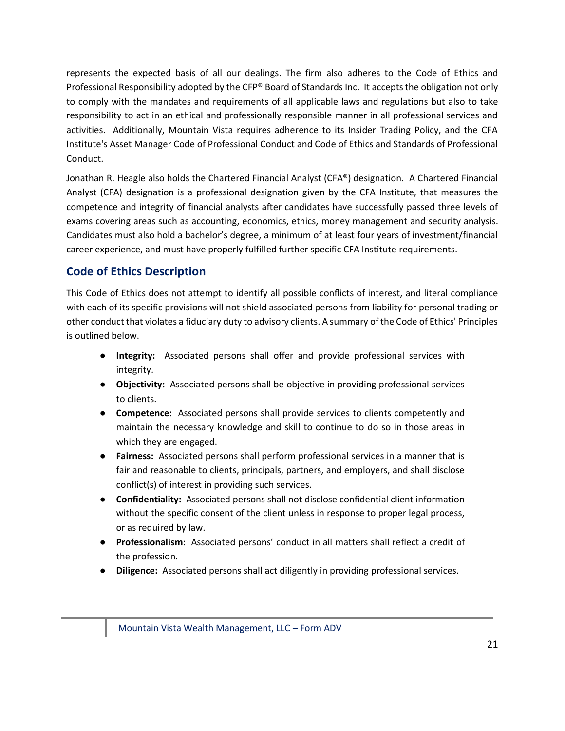represents the expected basis of all our dealings. The firm also adheres to the Code of Ethics and Professional Responsibility adopted by the CFP® Board of Standards Inc. It accepts the obligation not only to comply with the mandates and requirements of all applicable laws and regulations but also to take responsibility to act in an ethical and professionally responsible manner in all professional services and activities. Additionally, Mountain Vista requires adherence to its Insider Trading Policy, and the CFA Institute's Asset Manager Code of Professional Conduct and Code of Ethics and Standards of Professional Conduct.

Jonathan R. Heagle also holds the Chartered Financial Analyst (CFA®) designation. A Chartered Financial Analyst (CFA) designation is a professional designation given by the CFA Institute, that measures the competence and integrity of financial analysts after candidates have successfully passed three levels of exams covering areas such as accounting, economics, ethics, money management and security analysis. Candidates must also hold a bachelor's degree, a minimum of at least four years of investment/financial career experience, and must have properly fulfilled further specific CFA Institute requirements.

## Code of Ethics Description

This Code of Ethics does not attempt to identify all possible conflicts of interest, and literal compliance with each of its specific provisions will not shield associated persons from liability for personal trading or other conduct that violates a fiduciary duty to advisory clients. A summary of the Code of Ethics' Principles is outlined below.

- **Integrity:** Associated persons shall offer and provide professional services with integrity.
- **Objectivity:** Associated persons shall be objective in providing professional services to clients.
- **Competence:** Associated persons shall provide services to clients competently and maintain the necessary knowledge and skill to continue to do so in those areas in which they are engaged.
- **Fairness:** Associated persons shall perform professional services in a manner that is fair and reasonable to clients, principals, partners, and employers, and shall disclose conflict(s) of interest in providing such services.
- **Confidentiality:** Associated persons shall not disclose confidential client information without the specific consent of the client unless in response to proper legal process, or as required by law.
- **Professionalism**: Associated persons' conduct in all matters shall reflect a credit of the profession.
- **Diligence:** Associated persons shall act diligently in providing professional services.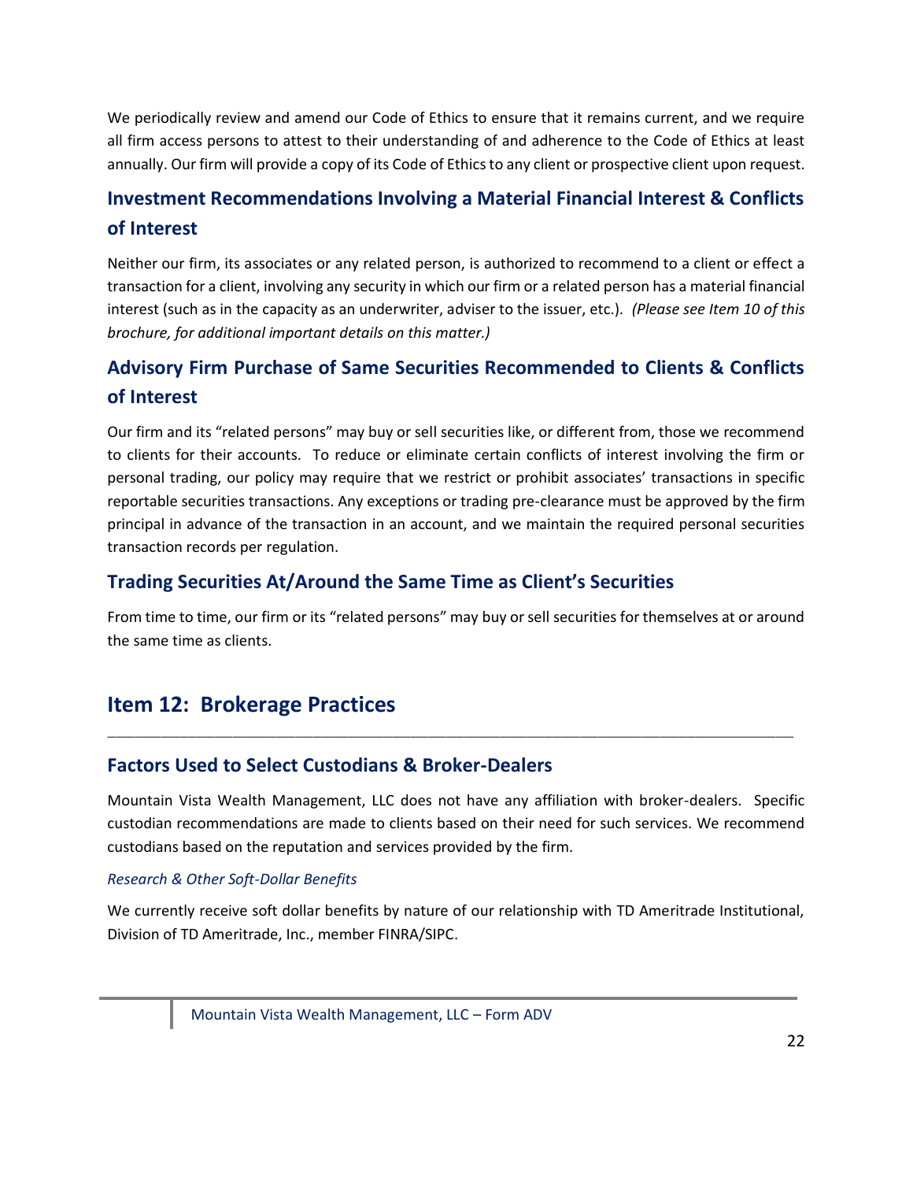We periodically review and amend our Code of Ethics to ensure that it remains current, and we require all firm access persons to attest to their understanding of and adherence to the Code of Ethics at least annually. Our firm will provide a copy of its Code of Ethics to any client or prospective client upon request.

### Investment Recommendations Involving a Material Financial Interest & Conflicts of Interest

Neither our firm, its associates or any related person, is authorized to recommend to a client or effect a transaction for a client, involving any security in which our firm or a related person has a material financial interest (such as in the capacity as an underwriter, adviser to the issuer, etc.). *(Please see Item 10 of this brochure, for additional important details on this matter.)*

### Advisory Firm Purchase of Same Securities Recommended to Clients & Conflicts of Interest

Our firm and its "related persons" may buy or sell securities like, or different from, those we recommend to clients for their accounts. To reduce or eliminate certain conflicts of interest involving the firm or personal trading, our policy may require that we restrict or prohibit associates' transactions in specific reportable securities transactions. Any exceptions or trading pre-clearance must be approved by the firm principal in advance of the transaction in an account, and we maintain the required personal securities transaction records per regulation.

### Trading Securities At/Around the Same Time as Client's Securities

From time to time, our firm or its "related persons" may buy or sell securities for themselves at or around the same time as clients.

## Item 12: Brokerage Practices

### Factors Used to Select Custodians & Broker-Dealers

Mountain Vista Wealth Management, LLC does not have any affiliation with broker-dealers. Specific custodian recommendations are made to clients based on their need for such services. We recommend custodians based on the reputation and services provided by the firm.

*Research & Other Soft-Dollar Benefits*

We currently receive soft dollar benefits by nature of our relationship with TD Ameritrade Institutional, Division of TD Ameritrade, Inc., member FINRA/SIPC.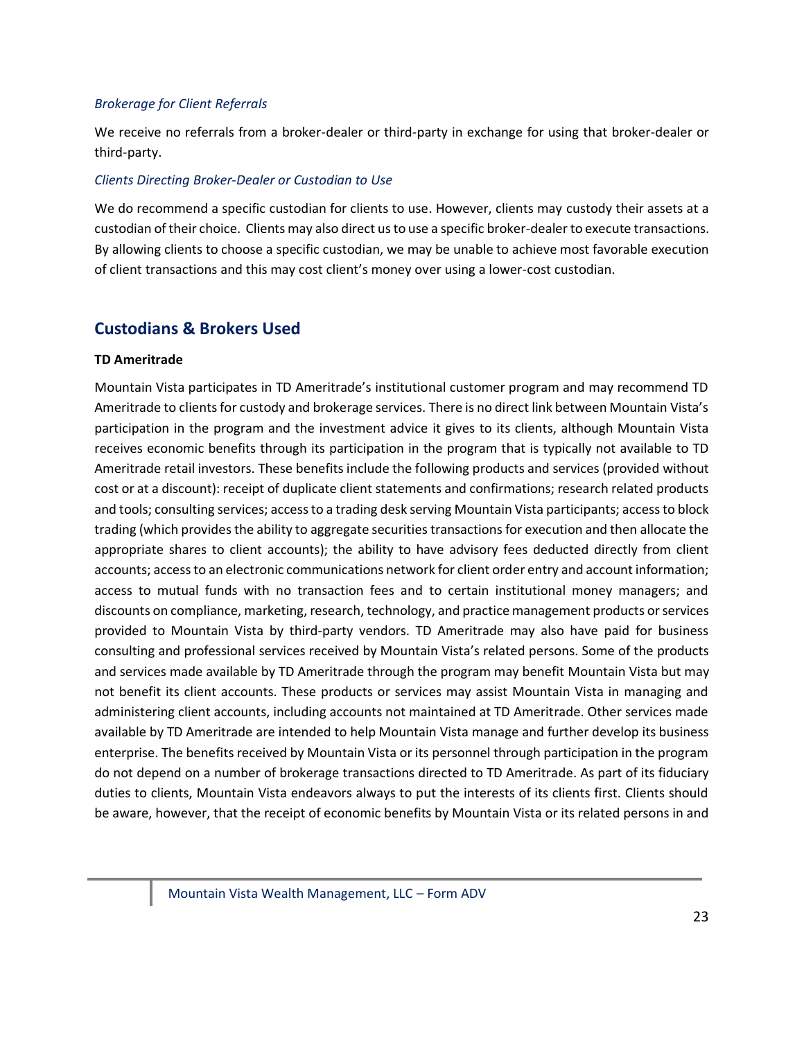*Brokerage for Client Referrals*

We receive no referrals from a broker-dealer or third-party in exchange for using that broker-dealer or third-party.

*Clients Directing Broker-Dealer or Custodian to Use*

We do recommend a specific custodian for clients to use. However, clients may custody their assets at a custodian of their choice. Clients may also direct us to use a specific broker-dealer to execute transactions. By allowing clients to choose a specific custodian, we may be unable to achieve most favorable execution of client transactions and this may cost client's money over using a lower-cost custodian.

## Custodians & Brokers Used

**TD Ameritrade**

Mountain Vista participates in TD Ameritrade's institutional customer program and may recommend TD Ameritrade to clients for custody and brokerage services. There is no direct link between Mountain Vista's participation in the program and the investment advice it gives to its clients, although Mountain Vista receives economic benefits through its participation in the program that is typically not available to TD Ameritrade retail investors. These benefits include the following products and services (provided without cost or at a discount): receipt of duplicate client statements and confirmations; research related products and tools; consulting services; access to a trading desk serving Mountain Vista participants; access to block trading (which provides the ability to aggregate securities transactions for execution and then allocate the appropriate shares to client accounts); the ability to have advisory fees deducted directly from client accounts; access to an electronic communications network for client order entry and account information; access to mutual funds with no transaction fees and to certain institutional money managers; and discounts on compliance, marketing, research, technology, and practice management products or services provided to Mountain Vista by third-party vendors. TD Ameritrade may also have paid for business consulting and professional services received by Mountain Vista's related persons. Some of the products and services made available by TD Ameritrade through the program may benefit Mountain Vista but may not benefit its client accounts. These products or services may assist Mountain Vista in managing and administering client accounts, including accounts not maintained at TD Ameritrade. Other services made available by TD Ameritrade are intended to help Mountain Vista manage and further develop its business enterprise. The benefits received by Mountain Vista or its personnel through participation in the program do not depend on a number of brokerage transactions directed to TD Ameritrade. As part of its fiduciary duties to clients, Mountain Vista endeavors always to put the interests of its clients first. Clients should be aware, however, that the receipt of economic benefits by Mountain Vista or its related persons in and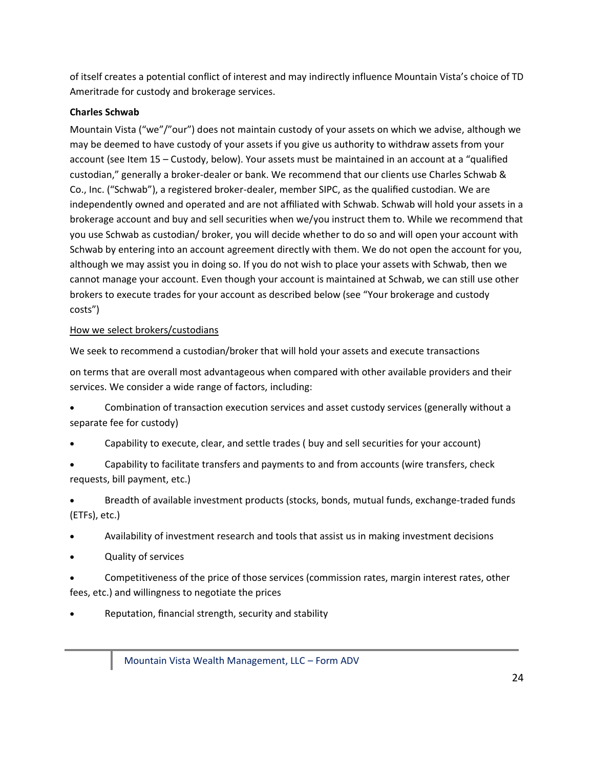of itself creates a potential conflict of interest and may indirectly influence Mountain Vista's choice of TD Ameritrade for custody and brokerage services.

**Charles Schwab**

Mountain Vista ("we"/"our") does not maintain custody of your assets on which we advise, although we may be deemed to have custody of your assets if you give us authority to withdraw assets from your account (see Item 15 – Custody, below). Your assets must be maintained in an account at a "qualified custodian," generally a broker-dealer or bank. We recommend that our clients use Charles Schwab & Co., Inc. ("Schwab"), a registered broker-dealer, member SIPC, as the qualified custodian. We are independently owned and operated and are not affiliated with Schwab. Schwab will hold your assets in a brokerage account and buy and sell securities when we/you instruct them to. While we recommend that you use Schwab as custodian/ broker, you will decide whether to do so and will open your account with Schwab by entering into an account agreement directly with them. We do not open the account for you, although we may assist you in doing so. If you do not wish to place your assets with Schwab, then we cannot manage your account. Even though your account is maintained at Schwab, we can still use other brokers to execute trades for your account as described below (see "Your brokerage and custody costs")

How we select brokers/custodians

We seek to recommend a custodian/broker that will hold your assets and execute transactions

on terms that are overall most advantageous when compared with other available providers and their services. We consider a wide range of factors, including:

- Combination of transaction execution services and asset custody services (generally without a separate fee for custody)
- Capability to execute, clear, and settle trades ( buy and sell securities for your account)
- Capability to facilitate transfers and payments to and from accounts (wire transfers, check requests, bill payment, etc.)
- Breadth of available investment products (stocks, bonds, mutual funds, exchange-traded funds (ETFs), etc.)
- Availability of investment research and tools that assist us in making investment decisions
- Quality of services
- Competitiveness of the price of those services (commission rates, margin interest rates, other fees, etc.) and willingness to negotiate the prices
- Reputation, financial strength, security and stability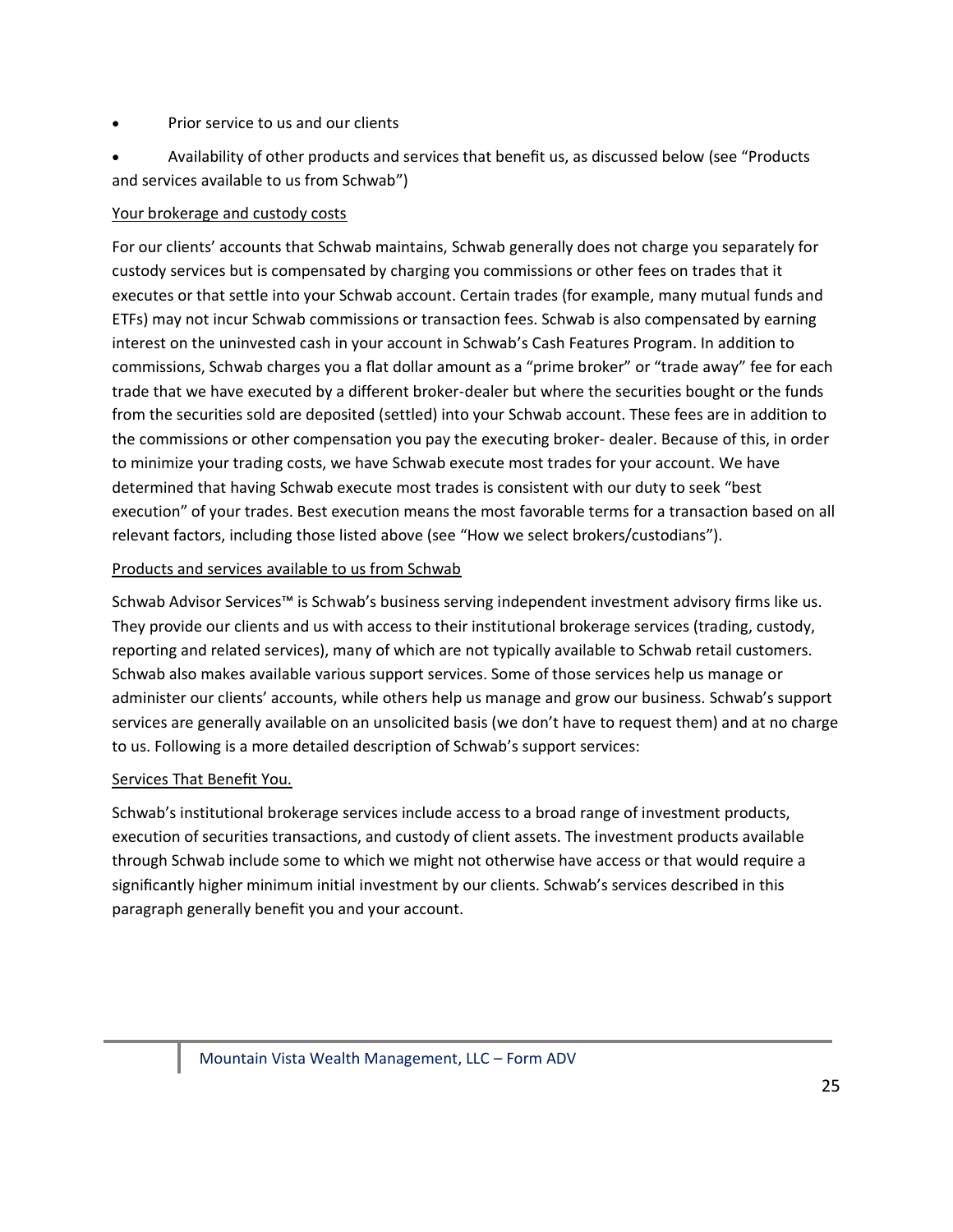- Prior service to us and our clients
- Availability of other products and services that benefit us, as discussed below (see "Products and services available to us from Schwab")

Your brokerage and custody costs

For our clients' accounts that Schwab maintains, Schwab generally does not charge you separately for custody services but is compensated by charging you commissions or other fees on trades that it executes or that settle into your Schwab account. Certain trades (for example, many mutual funds and ETFs) may not incur Schwab commissions or transaction fees. Schwab is also compensated by earning interest on the uninvested cash in your account in Schwab's Cash Features Program. In addition to commissions, Schwab charges you a flat dollar amount as a "prime broker" or "trade away" fee for each trade that we have executed by a different broker-dealer but where the securities bought or the funds from the securities sold are deposited (settled) into your Schwab account. These fees are in addition to the commissions or other compensation you pay the executing broker- dealer. Because of this, in order to minimize your trading costs, we have Schwab execute most trades for your account. We have determined that having Schwab execute most trades is consistent with our duty to seek "best execution" of your trades. Best execution means the most favorable terms for a transaction based on all relevant factors, including those listed above (see "How we select brokers/custodians").

Products and services available to us from Schwab

Schwab Advisor Services™ is Schwab's business serving independent investment advisory firms like us. They provide our clients and us with access to their institutional brokerage services (trading, custody, reporting and related services), many of which are not typically available to Schwab retail customers. Schwab also makes available various support services. Some of those services help us manage or administer our clients' accounts, while others help us manage and grow our business. Schwab's support services are generally available on an unsolicited basis (we don't have to request them) and at no charge to us. Following is a more detailed description of Schwab's support services:

Services That Benefit You.

Schwab's institutional brokerage services include access to a broad range of investment products, execution of securities transactions, and custody of client assets. The investment products available through Schwab include some to which we might not otherwise have access or that would require a significantly higher minimum initial investment by our clients. Schwab's services described in this paragraph generally benefit you and your account.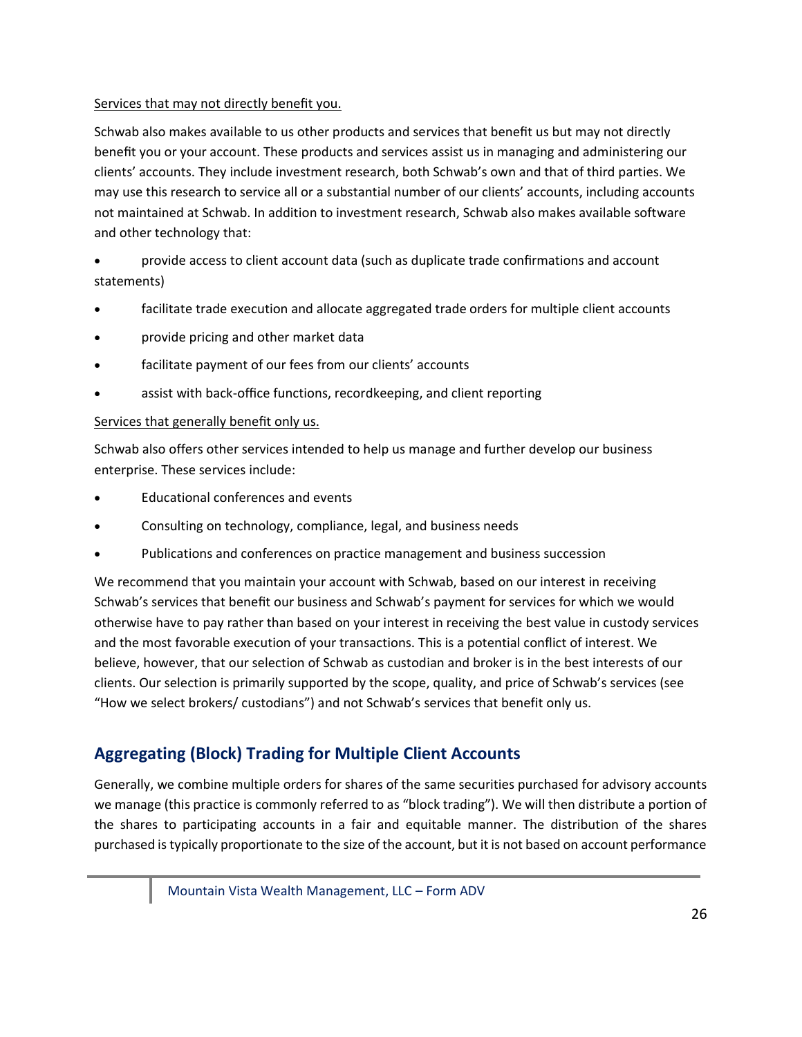<u>Services that may not directly benefit you.</u>

Schwab also makes available to us other products and services that benefit us but may not directly benefit you or your account. These products and services assist us in managing and administering our clients' accounts. They include investment research, both Schwab's own and that of third parties. We may use this research to service all or a substantial number of our clients' accounts, including accounts not maintained at Schwab. In addition to investment research, Schwab also makes available software and other technology that:

- provide access to client account data (such as duplicate trade confirmations and account statements)
- facilitate trade execution and allocate aggregated trade orders for multiple client accounts
- provide pricing and other market data
- facilitate payment of our fees from our clients' accounts
- assist with back-office functions, recordkeeping, and client reporting

<u>Services that generally benefit only us.</u>

Schwab also offers other services intended to help us manage and further develop our business enterprise. These services include:

- Educational conferences and events
- Consulting on technology, compliance, legal, and business needs
- Publications and conferences on practice management and business succession

We recommend that you maintain your account with Schwab, based on our interest in receiving Schwab's services that benefit our business and Schwab's payment for services for which we would otherwise have to pay rather than based on your interest in receiving the best value in custody services and the most favorable execution of your transactions. This is a potential conflict of interest. We believe, however, that our selection of Schwab as custodian and broker is in the best interests of our clients. Our selection is primarily supported by the scope, quality, and price of Schwab's services (see "How we select brokers/ custodians") and not Schwab's services that benefit only us.

## Aggregating (Block) Trading for Multiple Client Accounts

Generally, we combine multiple orders for shares of the same securities purchased for advisory accounts we manage (this practice is commonly referred to as "block trading"). We will then distribute a portion of the shares to participating accounts in a fair and equitable manner. The distribution of the shares purchased is typically proportionate to the size of the account, but it is not based on account performance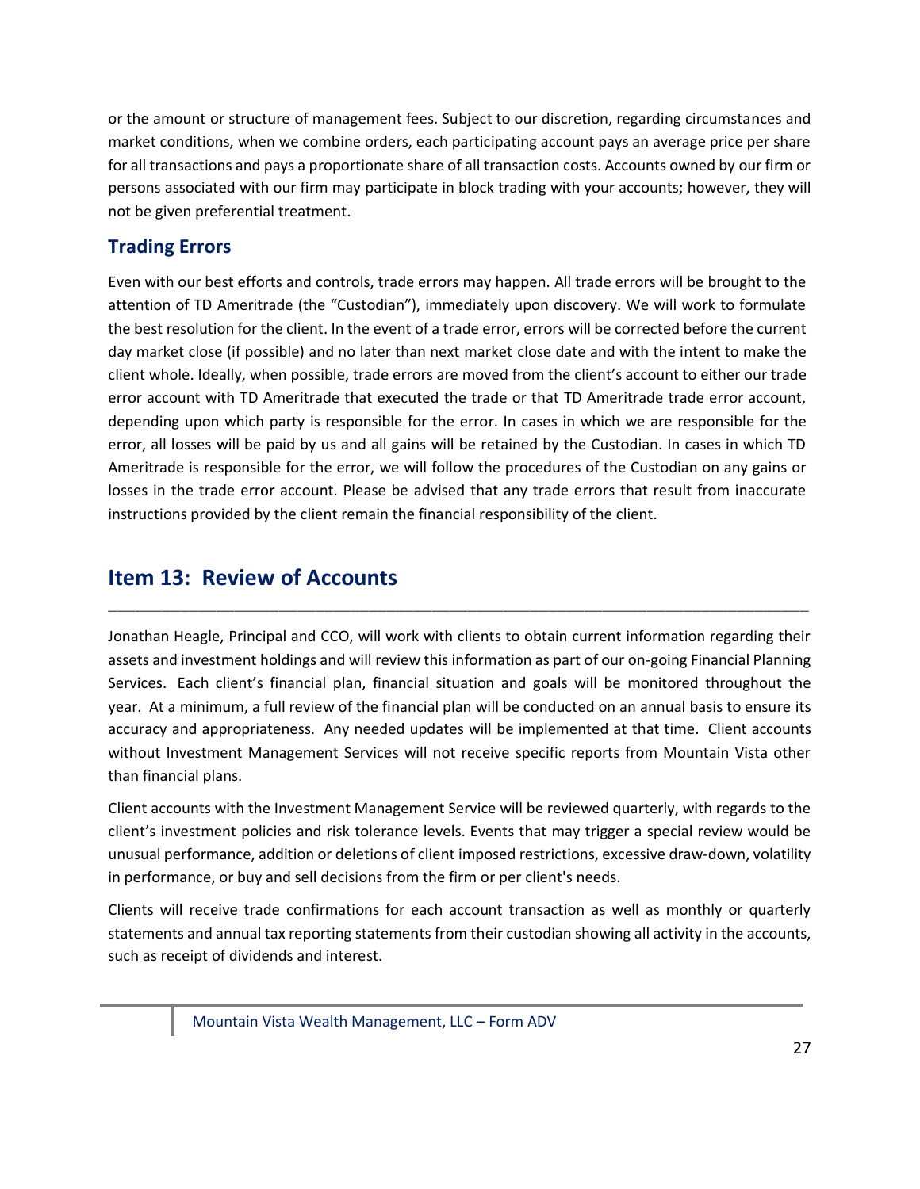or the amount or structure of management fees. Subject to our discretion, regarding circumstances and market conditions, when we combine orders, each participating account pays an average price per share for all transactions and pays a proportionate share of all transaction costs. Accounts owned by our firm or persons associated with our firm may participate in block trading with your accounts; however, they will not be given preferential treatment.

### Trading Errors

Even with our best efforts and controls, trade errors may happen. All trade errors will be brought to the attention of TD Ameritrade (the "Custodian"), immediately upon discovery. We will work to formulate the best resolution for the client. In the event of a trade error, errors will be corrected before the current day market close (if possible) and no later than next market close date and with the intent to make the client whole. Ideally, when possible, trade errors are moved from the client's account to either our trade error account with TD Ameritrade that executed the trade or that TD Ameritrade trade error account, depending upon which party is responsible for the error. In cases in which we are responsible for the error, all losses will be paid by us and all gains will be retained by the Custodian. In cases in which TD Ameritrade is responsible for the error, we will follow the procedures of the Custodian on any gains or losses in the trade error account. Please be advised that any trade errors that result from inaccurate instructions provided by the client remain the financial responsibility of the client.

## Item 13: Review of Accounts

Jonathan Heagle, Principal and CCO, will work with clients to obtain current information regarding their assets and investment holdings and will review this information as part of our on-going Financial Planning Services. Each client's financial plan, financial situation and goals will be monitored throughout the year. At a minimum, a full review of the financial plan will be conducted on an annual basis to ensure its accuracy and appropriateness. Any needed updates will be implemented at that time. Client accounts without Investment Management Services will not receive specific reports from Mountain Vista other than financial plans.

Client accounts with the Investment Management Service will be reviewed quarterly, with regards to the client's investment policies and risk tolerance levels. Events that may trigger a special review would be unusual performance, addition or deletions of client imposed restrictions, excessive draw-down, volatility in performance, or buy and sell decisions from the firm or per client's needs.

Clients will receive trade confirmations for each account transaction as well as monthly or quarterly statements and annual tax reporting statements from their custodian showing all activity in the accounts, such as receipt of dividends and interest.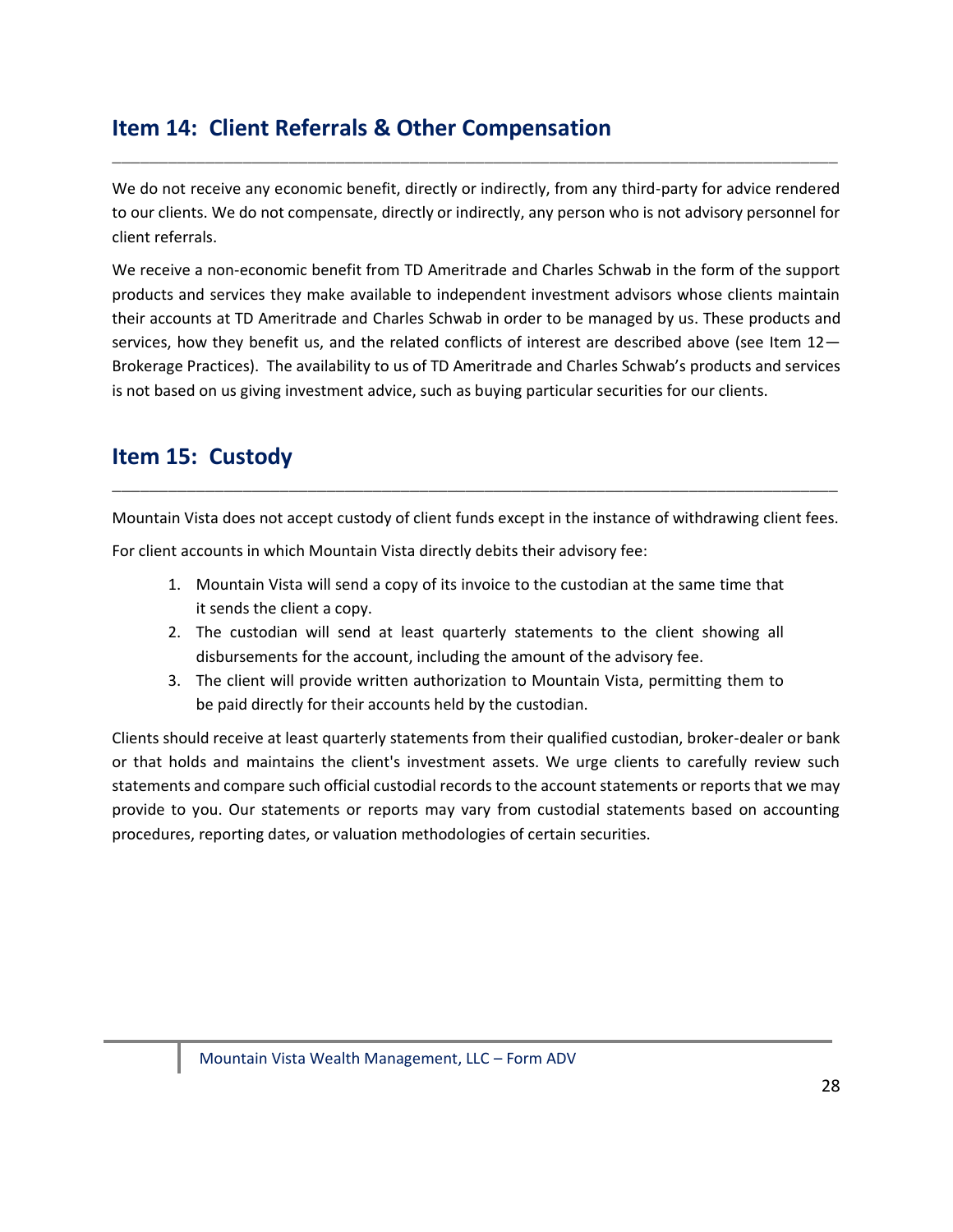## Item 14: Client Referrals & Other Compensation

We do not receive any economic benefit, directly or indirectly, from any third-party for advice rendered to our clients. We do not compensate, directly or indirectly, any person who is not advisory personnel for client referrals.

We receive a non-economic benefit from TD Ameritrade and Charles Schwab in the form of the support products and services they make available to independent investment advisors whose clients maintain their accounts at TD Ameritrade and Charles Schwab in order to be managed by us. These products and services, how they benefit us, and the related conflicts of interest are described above (see Item 12—Brokerage Practices). The availability to us of TD Ameritrade and Charles Schwab's products and services is not based on us giving investment advice, such as buying particular securities for our clients.

## Item 15: Custody

Mountain Vista does not accept custody of client funds except in the instance of withdrawing client fees.

For client accounts in which Mountain Vista directly debits their advisory fee:

1. Mountain Vista will send a copy of its invoice to the custodian at the same time that it sends the client a copy.
2. The custodian will send at least quarterly statements to the client showing all disbursements for the account, including the amount of the advisory fee.
3. The client will provide written authorization to Mountain Vista, permitting them to be paid directly for their accounts held by the custodian.

Clients should receive at least quarterly statements from their qualified custodian, broker-dealer or bank or that holds and maintains the client's investment assets. We urge clients to carefully review such statements and compare such official custodial records to the account statements or reports that we may provide to you. Our statements or reports may vary from custodial statements based on accounting procedures, reporting dates, or valuation methodologies of certain securities.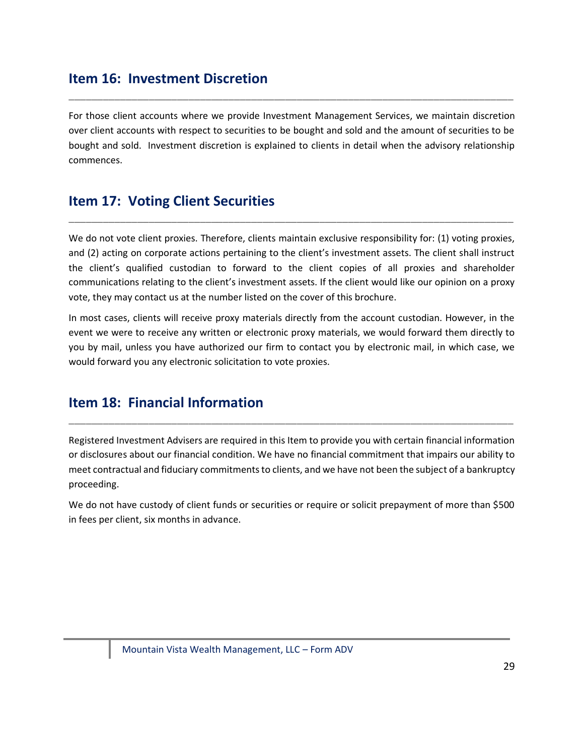## Item 16: Investment Discretion

For those client accounts where we provide Investment Management Services, we maintain discretion over client accounts with respect to securities to be bought and sold and the amount of securities to be bought and sold. Investment discretion is explained to clients in detail when the advisory relationship commences.

## Item 17: Voting Client Securities

We do not vote client proxies. Therefore, clients maintain exclusive responsibility for: (1) voting proxies, and (2) acting on corporate actions pertaining to the client's investment assets. The client shall instruct the client's qualified custodian to forward to the client copies of all proxies and shareholder communications relating to the client's investment assets. If the client would like our opinion on a proxy vote, they may contact us at the number listed on the cover of this brochure.

In most cases, clients will receive proxy materials directly from the account custodian. However, in the event we were to receive any written or electronic proxy materials, we would forward them directly to you by mail, unless you have authorized our firm to contact you by electronic mail, in which case, we would forward you any electronic solicitation to vote proxies.

## Item 18: Financial Information

Registered Investment Advisers are required in this Item to provide you with certain financial information or disclosures about our financial condition. We have no financial commitment that impairs our ability to meet contractual and fiduciary commitments to clients, and we have not been the subject of a bankruptcy proceeding.

We do not have custody of client funds or securities or require or solicit prepayment of more than $500 in fees per client, six months in advance.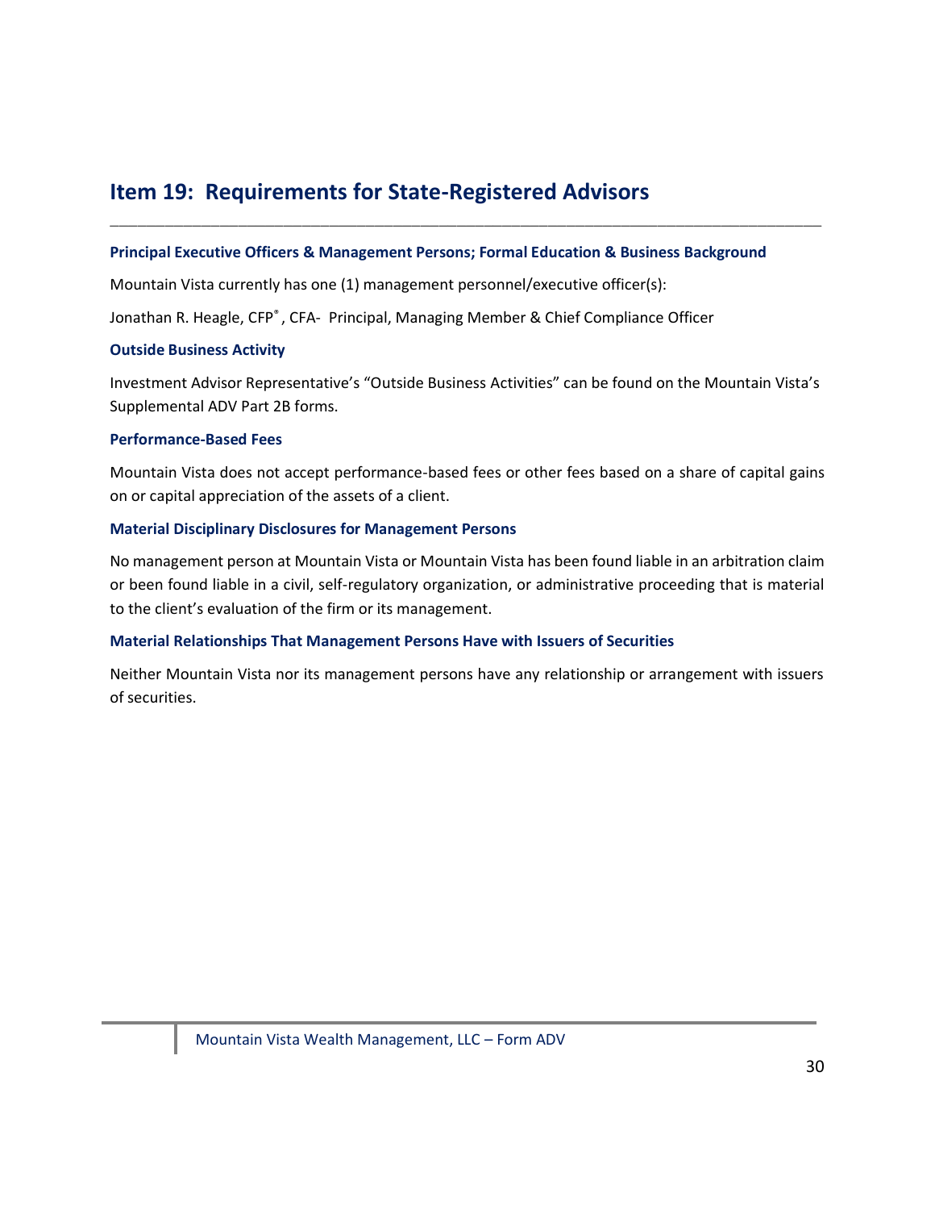## Item 19: Requirements for State-Registered Advisors

---

### Principal Executive Officers & Management Persons; Formal Education & Business Background

Mountain Vista currently has one (1) management personnel/executive officer(s):

Jonathan R. Heagle, CFP®, CFA- Principal, Managing Member & Chief Compliance Officer

### Outside Business Activity

Investment Advisor Representative's "Outside Business Activities" can be found on the Mountain Vista's Supplemental ADV Part 2B forms.

### Performance-Based Fees

Mountain Vista does not accept performance-based fees or other fees based on a share of capital gains on or capital appreciation of the assets of a client.

### Material Disciplinary Disclosures for Management Persons

No management person at Mountain Vista or Mountain Vista has been found liable in an arbitration claim or been found liable in a civil, self-regulatory organization, or administrative proceeding that is material to the client's evaluation of the firm or its management.

### Material Relationships That Management Persons Have with Issuers of Securities

Neither Mountain Vista nor its management persons have any relationship or arrangement with issuers of securities.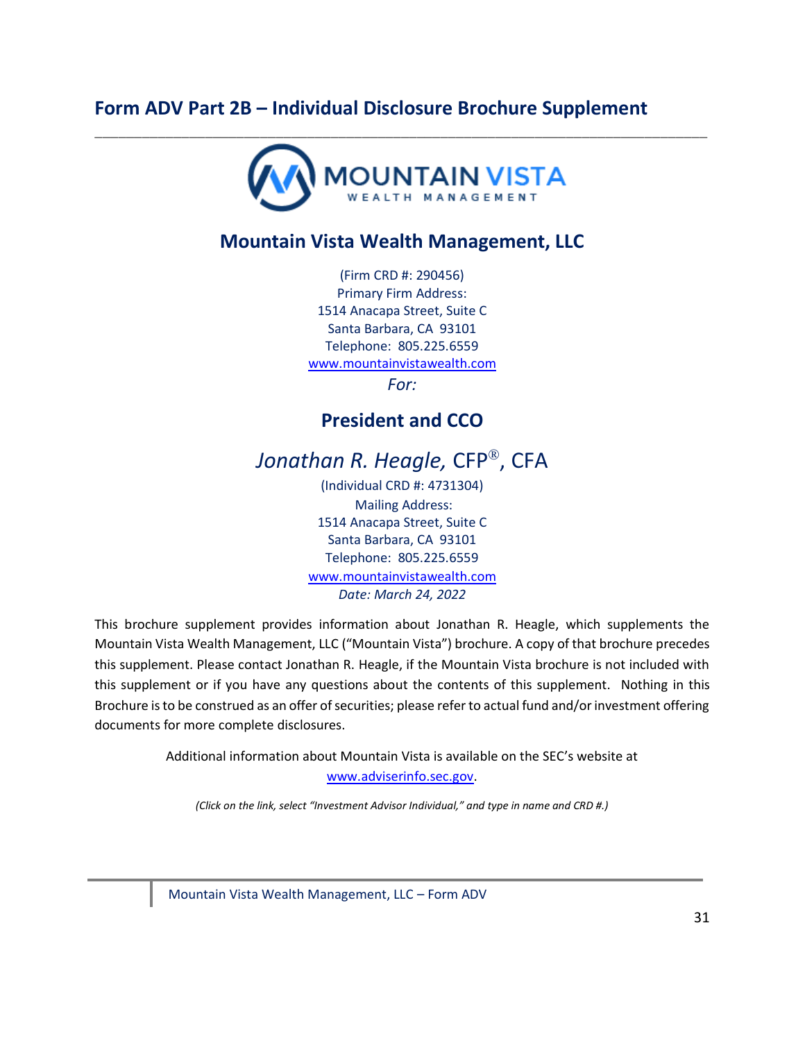# Form ADV Part 2B – Individual Disclosure Brochure Supplement

## Mountain Vista Wealth Management, LLC

(Firm CRD #: 290456)
Primary Firm Address:
1514 Anacapa Street, Suite C
Santa Barbara, CA 93101
Telephone: 805.225.6559
www.mountainvistawealth.com

*For:*

## President and CCO

## *Jonathan R. Heagle,* CFP®, CFA

(Individual CRD #: 4731304)
Mailing Address:
1514 Anacapa Street, Suite C
Santa Barbara, CA 93101
Telephone: 805.225.6559
www.mountainvistawealth.com
*Date: March 24, 2022*

This brochure supplement provides information about Jonathan R. Heagle, which supplements the Mountain Vista Wealth Management, LLC ("Mountain Vista") brochure. A copy of that brochure precedes this supplement. Please contact Jonathan R. Heagle, if the Mountain Vista brochure is not included with this supplement or if you have any questions about the contents of this supplement. Nothing in this Brochure is to be construed as an offer of securities; please refer to actual fund and/or investment offering documents for more complete disclosures.

Additional information about Mountain Vista is available on the SEC's website at www.adviserinfo.sec.gov.

*(Click on the link, select "Investment Advisor Individual," and type in name and CRD #.)*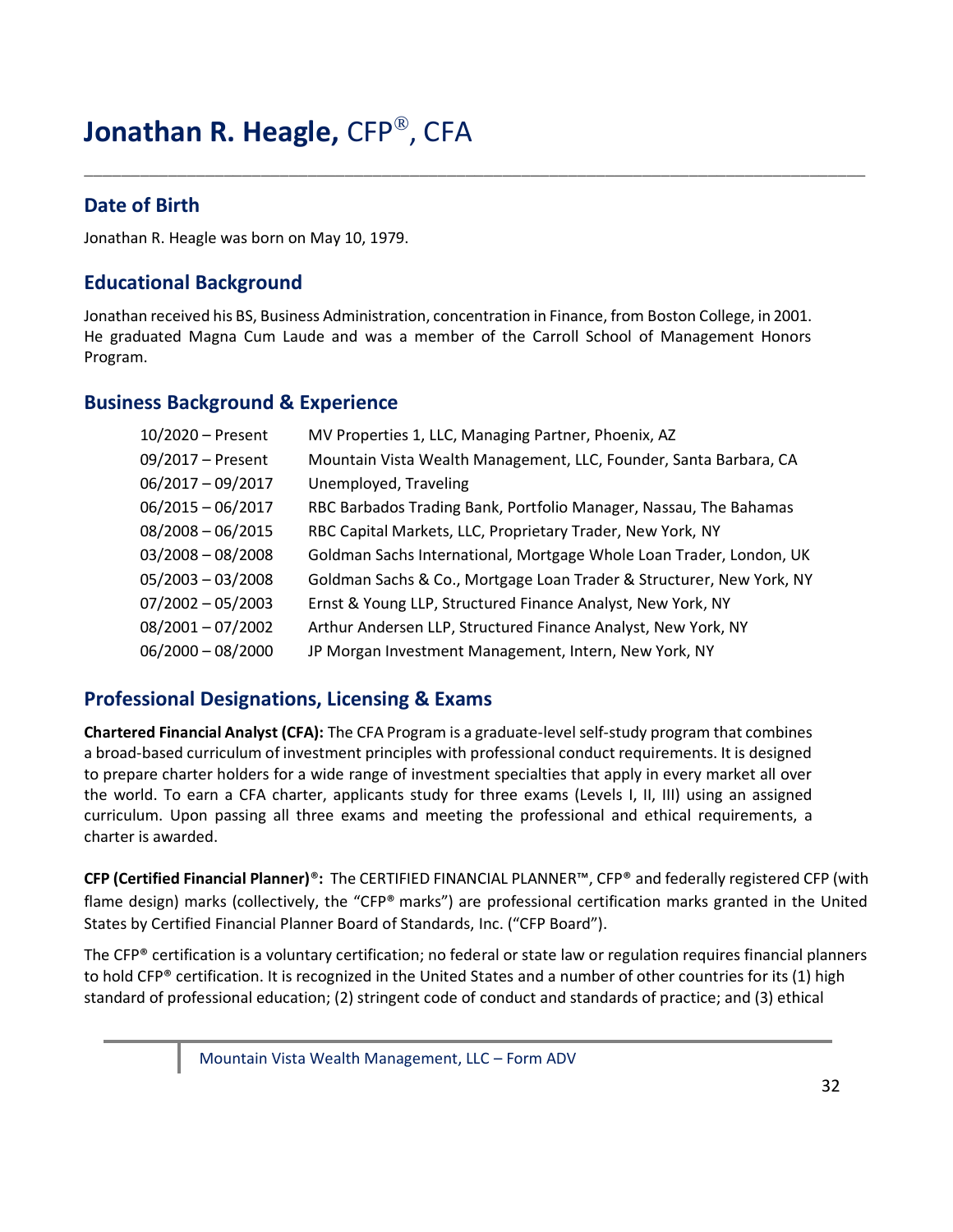# **Jonathan R. Heagle,** CFP®, CFA

## Date of Birth

Jonathan R. Heagle was born on May 10, 1979.

## Educational Background

Jonathan received his BS, Business Administration, concentration in Finance, from Boston College, in 2001. He graduated Magna Cum Laude and was a member of the Carroll School of Management Honors Program.

## Business Background & Experience

| | |
|---|---|
| 10/2020 – Present | MV Properties 1, LLC, Managing Partner, Phoenix, AZ |
| 09/2017 – Present | Mountain Vista Wealth Management, LLC, Founder, Santa Barbara, CA |
| 06/2017 – 09/2017 | Unemployed, Traveling |
| 06/2015 – 06/2017 | RBC Barbados Trading Bank, Portfolio Manager, Nassau, The Bahamas |
| 08/2008 – 06/2015 | RBC Capital Markets, LLC, Proprietary Trader, New York, NY |
| 03/2008 – 08/2008 | Goldman Sachs International, Mortgage Whole Loan Trader, London, UK |
| 05/2003 – 03/2008 | Goldman Sachs & Co., Mortgage Loan Trader & Structurer, New York, NY |
| 07/2002 – 05/2003 | Ernst & Young LLP, Structured Finance Analyst, New York, NY |
| 08/2001 – 07/2002 | Arthur Andersen LLP, Structured Finance Analyst, New York, NY |
| 06/2000 – 08/2000 | JP Morgan Investment Management, Intern, New York, NY |

## Professional Designations, Licensing & Exams

**Chartered Financial Analyst (CFA):** The CFA Program is a graduate-level self-study program that combines a broad-based curriculum of investment principles with professional conduct requirements. It is designed to prepare charter holders for a wide range of investment specialties that apply in every market all over the world. To earn a CFA charter, applicants study for three exams (Levels I, II, III) using an assigned curriculum. Upon passing all three exams and meeting the professional and ethical requirements, a charter is awarded.

**CFP (Certified Financial Planner)®:** The CERTIFIED FINANCIAL PLANNER™, CFP® and federally registered CFP (with flame design) marks (collectively, the "CFP® marks") are professional certification marks granted in the United States by Certified Financial Planner Board of Standards, Inc. ("CFP Board").

The CFP® certification is a voluntary certification; no federal or state law or regulation requires financial planners to hold CFP® certification. It is recognized in the United States and a number of other countries for its (1) high standard of professional education; (2) stringent code of conduct and standards of practice; and (3) ethical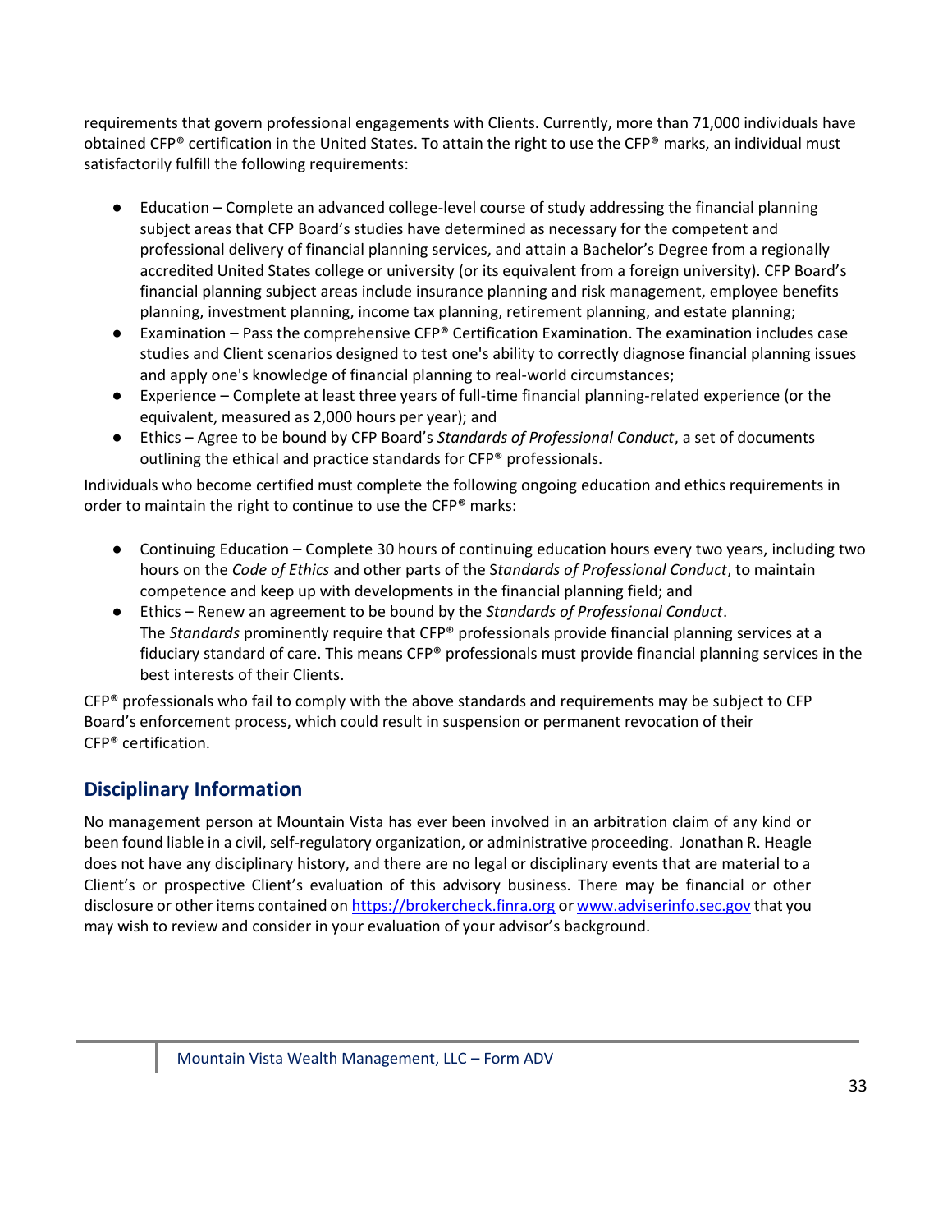requirements that govern professional engagements with Clients. Currently, more than 71,000 individuals have obtained CFP® certification in the United States. To attain the right to use the CFP® marks, an individual must satisfactorily fulfill the following requirements:

- Education – Complete an advanced college-level course of study addressing the financial planning subject areas that CFP Board's studies have determined as necessary for the competent and professional delivery of financial planning services, and attain a Bachelor's Degree from a regionally accredited United States college or university (or its equivalent from a foreign university). CFP Board's financial planning subject areas include insurance planning and risk management, employee benefits planning, investment planning, income tax planning, retirement planning, and estate planning;
- Examination – Pass the comprehensive CFP® Certification Examination. The examination includes case studies and Client scenarios designed to test one's ability to correctly diagnose financial planning issues and apply one's knowledge of financial planning to real-world circumstances;
- Experience – Complete at least three years of full-time financial planning-related experience (or the equivalent, measured as 2,000 hours per year); and
- Ethics – Agree to be bound by CFP Board's *Standards of Professional Conduct*, a set of documents outlining the ethical and practice standards for CFP® professionals.

Individuals who become certified must complete the following ongoing education and ethics requirements in order to maintain the right to continue to use the CFP® marks:

- Continuing Education – Complete 30 hours of continuing education hours every two years, including two hours on the *Code of Ethics* and other parts of the S*tandards of Professional Conduct*, to maintain competence and keep up with developments in the financial planning field; and
- Ethics – Renew an agreement to be bound by the *Standards of Professional Conduct*.
  The *Standards* prominently require that CFP® professionals provide financial planning services at a fiduciary standard of care. This means CFP® professionals must provide financial planning services in the best interests of their Clients.

CFP® professionals who fail to comply with the above standards and requirements may be subject to CFP Board's enforcement process, which could result in suspension or permanent revocation of their CFP® certification.

## Disciplinary Information

No management person at Mountain Vista has ever been involved in an arbitration claim of any kind or been found liable in a civil, self-regulatory organization, or administrative proceeding. Jonathan R. Heagle does not have any disciplinary history, and there are no legal or disciplinary events that are material to a Client's or prospective Client's evaluation of this advisory business. There may be financial or other disclosure or other items contained on https://brokercheck.finra.org or www.adviserinfo.sec.gov that you may wish to review and consider in your evaluation of your advisor's background.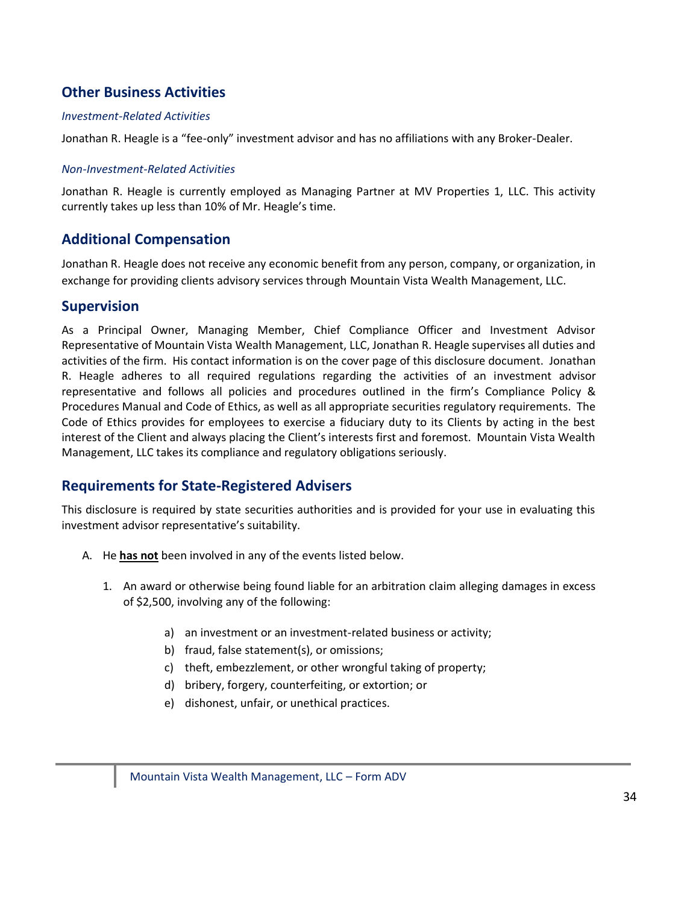## Other Business Activities

### *Investment-Related Activities*

Jonathan R. Heagle is a "fee-only" investment advisor and has no affiliations with any Broker-Dealer.

### *Non-Investment-Related Activities*

Jonathan R. Heagle is currently employed as Managing Partner at MV Properties 1, LLC. This activity currently takes up less than 10% of Mr. Heagle's time.

## Additional Compensation

Jonathan R. Heagle does not receive any economic benefit from any person, company, or organization, in exchange for providing clients advisory services through Mountain Vista Wealth Management, LLC.

## Supervision

As a Principal Owner, Managing Member, Chief Compliance Officer and Investment Advisor Representative of Mountain Vista Wealth Management, LLC, Jonathan R. Heagle supervises all duties and activities of the firm. His contact information is on the cover page of this disclosure document. Jonathan R. Heagle adheres to all required regulations regarding the activities of an investment advisor representative and follows all policies and procedures outlined in the firm's Compliance Policy & Procedures Manual and Code of Ethics, as well as all appropriate securities regulatory requirements. The Code of Ethics provides for employees to exercise a fiduciary duty to its Clients by acting in the best interest of the Client and always placing the Client's interests first and foremost. Mountain Vista Wealth Management, LLC takes its compliance and regulatory obligations seriously.

## Requirements for State-Registered Advisers

This disclosure is required by state securities authorities and is provided for your use in evaluating this investment advisor representative's suitability.

A. He **has not** been involved in any of the events listed below.

   1. An award or otherwise being found liable for an arbitration claim alleging damages in excess of $2,500, involving any of the following:

      a) an investment or an investment-related business or activity;
      b) fraud, false statement(s), or omissions;
      c) theft, embezzlement, or other wrongful taking of property;
      d) bribery, forgery, counterfeiting, or extortion; or
      e) dishonest, unfair, or unethical practices.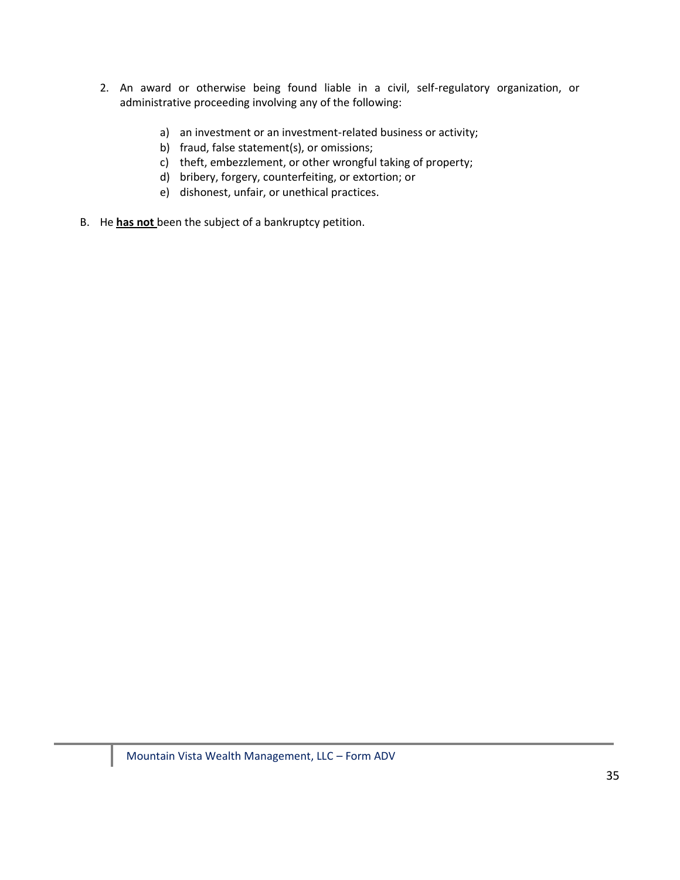2. An award or otherwise being found liable in a civil, self-regulatory organization, or administrative proceeding involving any of the following:

    a) an investment or an investment-related business or activity;
    b) fraud, false statement(s), or omissions;
    c) theft, embezzlement, or other wrongful taking of property;
    d) bribery, forgery, counterfeiting, or extortion; or
    e) dishonest, unfair, or unethical practices.

B. He **<u>has not</u>** been the subject of a bankruptcy petition.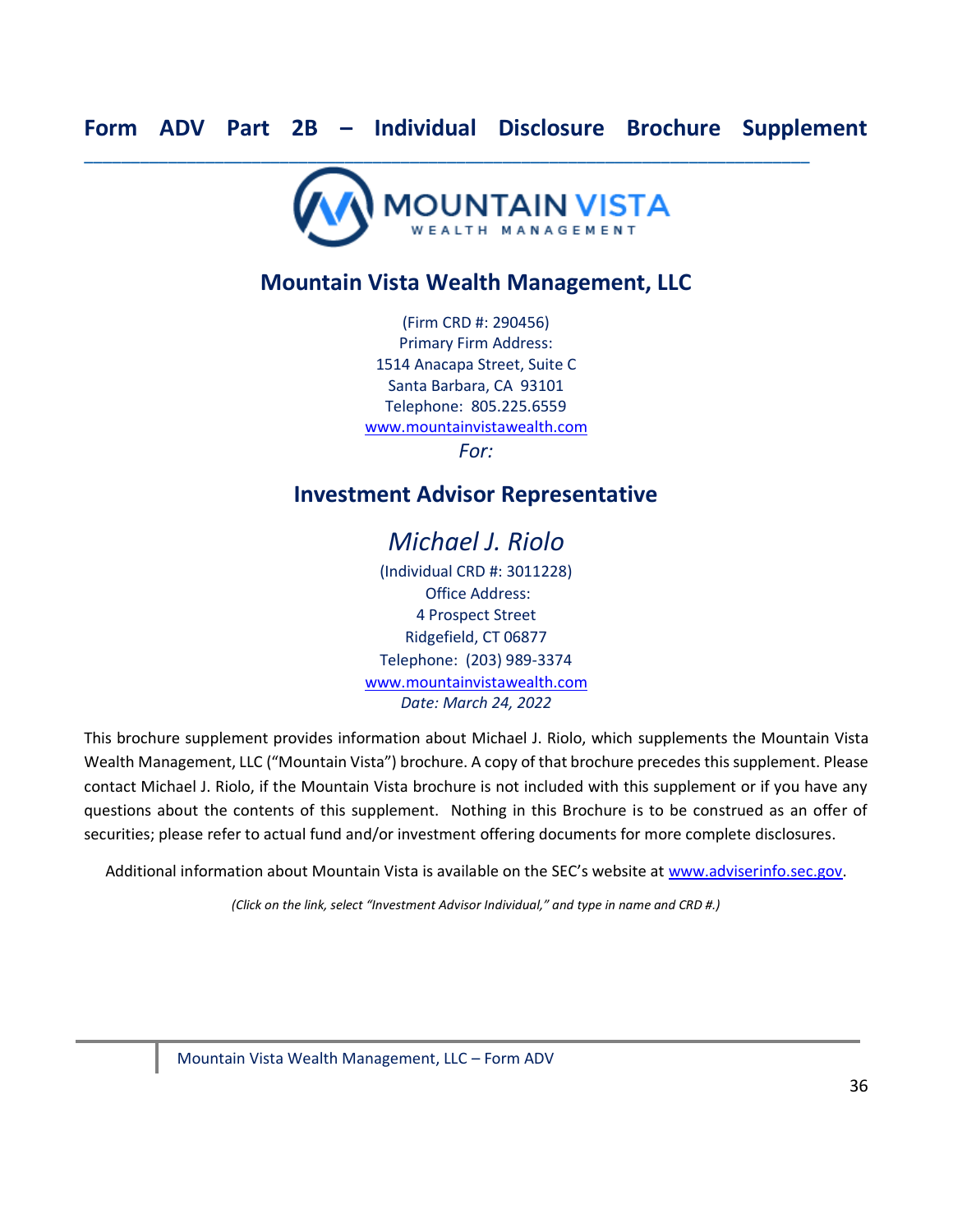# Form ADV Part 2B – Individual Disclosure Brochure Supplement

MOUNTAIN VISTA
WEALTH MANAGEMENT

## Mountain Vista Wealth Management, LLC

(Firm CRD #: 290456)
Primary Firm Address:
1514 Anacapa Street, Suite C
Santa Barbara, CA 93101
Telephone: 805.225.6559
www.mountainvistawealth.com

*For:*

## Investment Advisor Representative

*Michael J. Riolo*

(Individual CRD #: 3011228)
Office Address:
4 Prospect Street
Ridgefield, CT 06877
Telephone: (203) 989-3374
www.mountainvistawealth.com
*Date: March 24, 2022*

This brochure supplement provides information about Michael J. Riolo, which supplements the Mountain Vista Wealth Management, LLC ("Mountain Vista") brochure. A copy of that brochure precedes this supplement. Please contact Michael J. Riolo, if the Mountain Vista brochure is not included with this supplement or if you have any questions about the contents of this supplement. Nothing in this Brochure is to be construed as an offer of securities; please refer to actual fund and/or investment offering documents for more complete disclosures.

Additional information about Mountain Vista is available on the SEC's website at www.adviserinfo.sec.gov.

*(Click on the link, select "Investment Advisor Individual," and type in name and CRD #.)*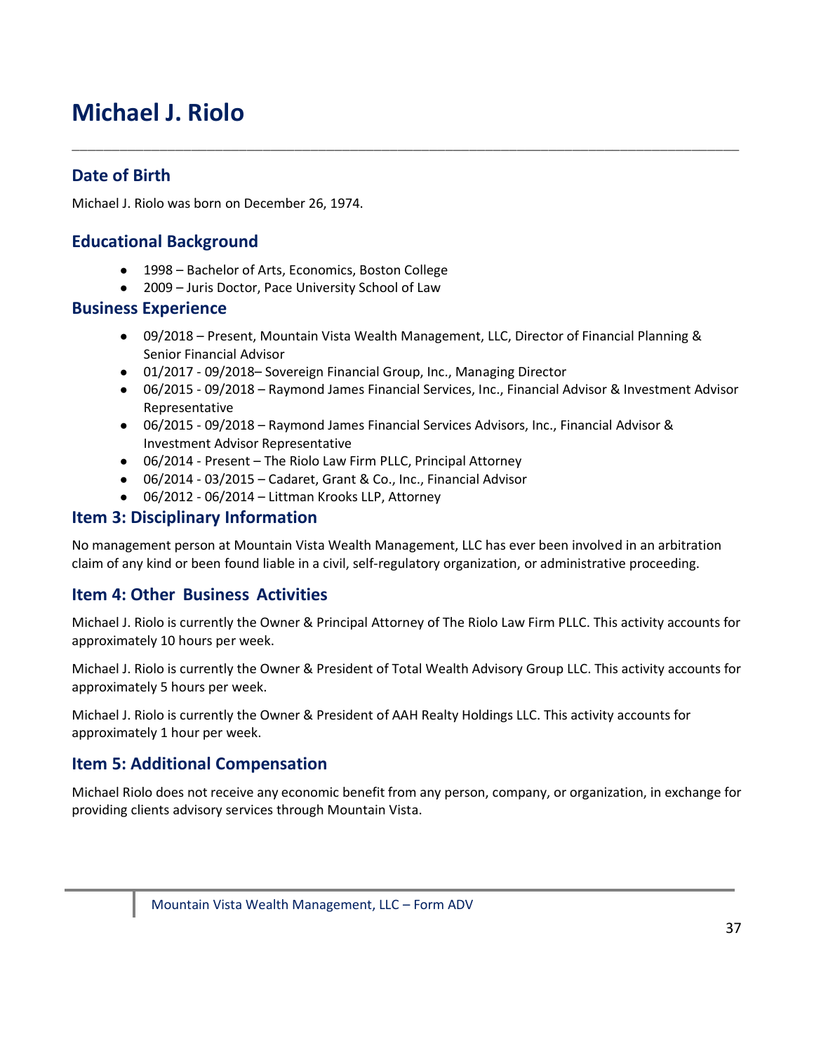# Michael J. Riolo

## Date of Birth

Michael J. Riolo was born on December 26, 1974.

## Educational Background

- 1998 – Bachelor of Arts, Economics, Boston College
- 2009 – Juris Doctor, Pace University School of Law

## Business Experience

- 09/2018 – Present, Mountain Vista Wealth Management, LLC, Director of Financial Planning & Senior Financial Advisor
- 01/2017 - 09/2018– Sovereign Financial Group, Inc., Managing Director
- 06/2015 - 09/2018 – Raymond James Financial Services, Inc., Financial Advisor & Investment Advisor Representative
- 06/2015 - 09/2018 – Raymond James Financial Services Advisors, Inc., Financial Advisor & Investment Advisor Representative
- 06/2014 - Present – The Riolo Law Firm PLLC, Principal Attorney
- 06/2014 - 03/2015 – Cadaret, Grant & Co., Inc., Financial Advisor
- 06/2012 - 06/2014 – Littman Krooks LLP, Attorney

## Item 3: Disciplinary Information

No management person at Mountain Vista Wealth Management, LLC has ever been involved in an arbitration claim of any kind or been found liable in a civil, self-regulatory organization, or administrative proceeding.

## Item 4: Other Business Activities

Michael J. Riolo is currently the Owner & Principal Attorney of The Riolo Law Firm PLLC. This activity accounts for approximately 10 hours per week.

Michael J. Riolo is currently the Owner & President of Total Wealth Advisory Group LLC. This activity accounts for approximately 5 hours per week.

Michael J. Riolo is currently the Owner & President of AAH Realty Holdings LLC. This activity accounts for approximately 1 hour per week.

## Item 5: Additional Compensation

Michael Riolo does not receive any economic benefit from any person, company, or organization, in exchange for providing clients advisory services through Mountain Vista.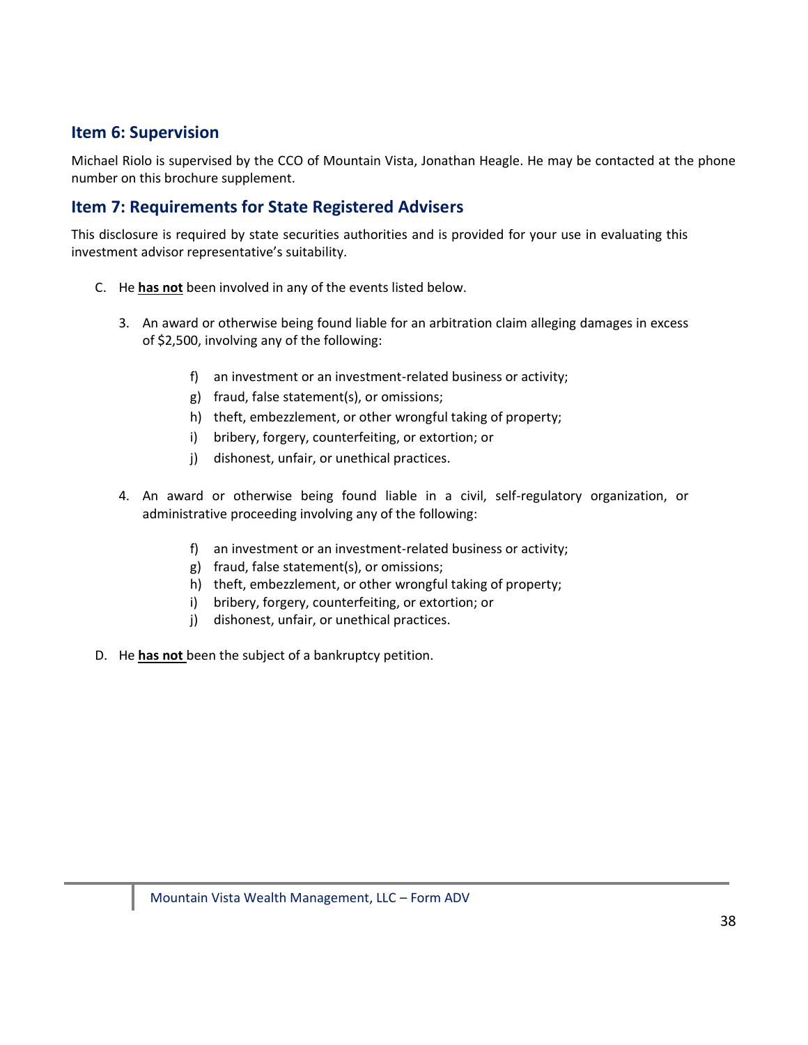## Item 6: Supervision

Michael Riolo is supervised by the CCO of Mountain Vista, Jonathan Heagle. He may be contacted at the phone number on this brochure supplement.

## Item 7: Requirements for State Registered Advisers

This disclosure is required by state securities authorities and is provided for your use in evaluating this investment advisor representative's suitability.

C. He **has not** been involved in any of the events listed below.

   3. An award or otherwise being found liable for an arbitration claim alleging damages in excess of $2,500, involving any of the following:

      f) an investment or an investment-related business or activity;
      g) fraud, false statement(s), or omissions;
      h) theft, embezzlement, or other wrongful taking of property;
      i) bribery, forgery, counterfeiting, or extortion; or
      j) dishonest, unfair, or unethical practices.

   4. An award or otherwise being found liable in a civil, self-regulatory organization, or administrative proceeding involving any of the following:

      f) an investment or an investment-related business or activity;
      g) fraud, false statement(s), or omissions;
      h) theft, embezzlement, or other wrongful taking of property;
      i) bribery, forgery, counterfeiting, or extortion; or
      j) dishonest, unfair, or unethical practices.

D. He **has not** been the subject of a bankruptcy petition.